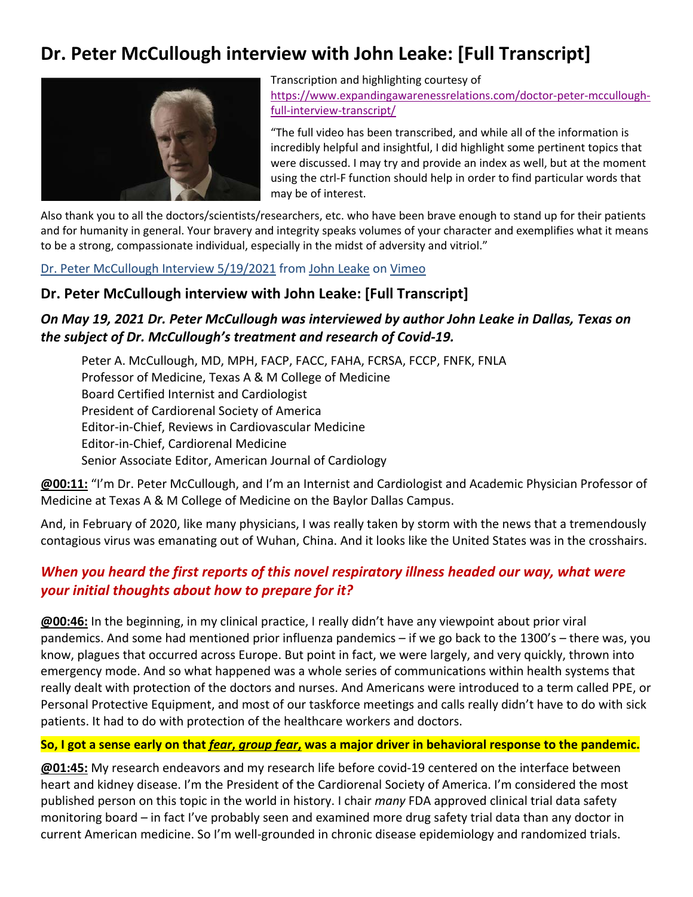# Dr. Peter McCullough interview with John Leake: [Full Transcript]

Transcription and highlighting courtesy of https://www.expandingawarenessrelations.com/doctor-peter-mccullough-full-interview-transcript/

"The full video has been transcribed, and while all of the information is incredibly helpful and insightful, I did highlight some pertinent topics that were discussed. I may try and provide an index as well, but at the moment using the ctrl-F function should help in order to find particular words that may be of interest.

Also thank you to all the doctors/scientists/researchers, etc. who have been brave enough to stand up for their patients and for humanity in general. Your bravery and integrity speaks volumes of your character and exemplifies what it means to be a strong, compassionate individual, especially in the midst of adversity and vitriol."

Dr. Peter McCullough Interview 5/19/2021 from John Leake on Vimeo

## Dr. Peter McCullough interview with John Leake: [Full Transcript]

### *On May 19, 2021 Dr. Peter McCullough was interviewed by author John Leake in Dallas, Texas on the subject of Dr. McCullough's treatment and research of Covid-19.*

Peter A. McCullough, MD, MPH, FACP, FACC, FAHA, FCRSA, FCCP, FNFK, FNLA
Professor of Medicine, Texas A & M College of Medicine
Board Certified Internist and Cardiologist
President of Cardiorenal Society of America
Editor-in-Chief, Reviews in Cardiovascular Medicine
Editor-in-Chief, Cardiorenal Medicine
Senior Associate Editor, American Journal of Cardiology

**@00:11:** "I'm Dr. Peter McCullough, and I'm an Internist and Cardiologist and Academic Physician Professor of Medicine at Texas A & M College of Medicine on the Baylor Dallas Campus.

And, in February of 2020, like many physicians, I was really taken by storm with the news that a tremendously contagious virus was emanating out of Wuhan, China. And it looks like the United States was in the crosshairs.

### *When you heard the first reports of this novel respiratory illness headed our way, what were your initial thoughts about how to prepare for it?*

**@00:46:** In the beginning, in my clinical practice, I really didn't have any viewpoint about prior viral pandemics. And some had mentioned prior influenza pandemics – if we go back to the 1300's – there was, you know, plagues that occurred across Europe. But point in fact, we were largely, and very quickly, thrown into emergency mode. And so what happened was a whole series of communications within health systems that really dealt with protection of the doctors and nurses. And Americans were introduced to a term called PPE, or Personal Protective Equipment, and most of our taskforce meetings and calls really didn't have to do with sick patients. It had to do with protection of the healthcare workers and doctors.

**So, I got a sense early on that *fear*, *group fear*, was a major driver in behavioral response to the pandemic.**

**@01:45:** My research endeavors and my research life before covid-19 centered on the interface between heart and kidney disease. I'm the President of the Cardiorenal Society of America. I'm considered the most published person on this topic in the world in history. I chair *many* FDA approved clinical trial data safety monitoring board – in fact I've probably seen and examined more drug safety trial data than any doctor in current American medicine. So I'm well-grounded in chronic disease epidemiology and randomized trials.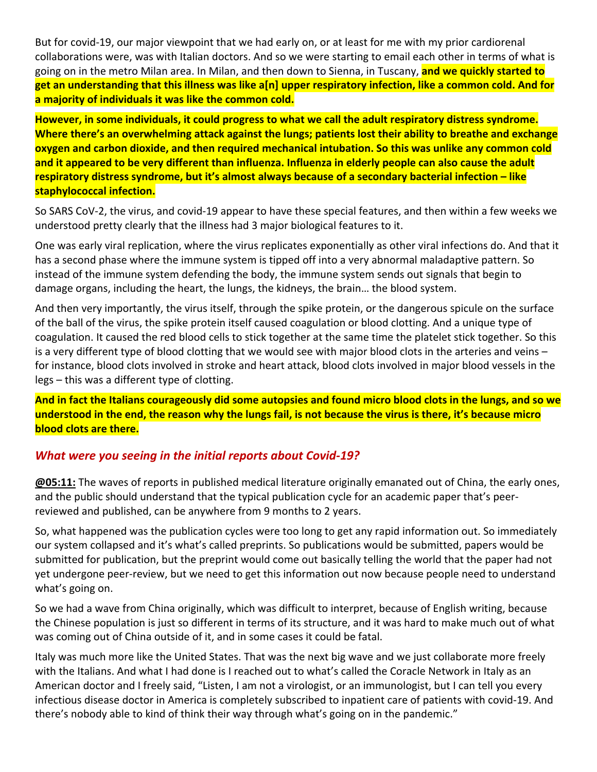But for covid-19, our major viewpoint that we had early on, or at least for me with my prior cardiorenal collaborations were, was with Italian doctors. And so we were starting to email each other in terms of what is going on in the metro Milan area. In Milan, and then down to Sienna, in Tuscany, **and we quickly started to get an understanding that this illness was like a[n] upper respiratory infection, like a common cold. And for a majority of individuals it was like the common cold.**

**However, in some individuals, it could progress to what we call the adult respiratory distress syndrome. Where there's an overwhelming attack against the lungs; patients lost their ability to breathe and exchange oxygen and carbon dioxide, and then required mechanical intubation. So this was unlike any common cold and it appeared to be very different than influenza. Influenza in elderly people can also cause the adult respiratory distress syndrome, but it's almost always because of a secondary bacterial infection – like staphylococcal infection.**

So SARS CoV-2, the virus, and covid-19 appear to have these special features, and then within a few weeks we understood pretty clearly that the illness had 3 major biological features to it.

One was early viral replication, where the virus replicates exponentially as other viral infections do. And that it has a second phase where the immune system is tipped off into a very abnormal maladaptive pattern. So instead of the immune system defending the body, the immune system sends out signals that begin to damage organs, including the heart, the lungs, the kidneys, the brain… the blood system.

And then very importantly, the virus itself, through the spike protein, or the dangerous spicule on the surface of the ball of the virus, the spike protein itself caused coagulation or blood clotting. And a unique type of coagulation. It caused the red blood cells to stick together at the same time the platelet stick together. So this is a very different type of blood clotting that we would see with major blood clots in the arteries and veins – for instance, blood clots involved in stroke and heart attack, blood clots involved in major blood vessels in the legs – this was a different type of clotting.

**And in fact the Italians courageously did some autopsies and found micro blood clots in the lungs, and so we understood in the end, the reason why the lungs fail, is not because the virus is there, it's because micro blood clots are there.**

### *What were you seeing in the initial reports about Covid-19?*

**@05:11:** The waves of reports in published medical literature originally emanated out of China, the early ones, and the public should understand that the typical publication cycle for an academic paper that's peer-reviewed and published, can be anywhere from 9 months to 2 years.

So, what happened was the publication cycles were too long to get any rapid information out. So immediately our system collapsed and it's what's called preprints. So publications would be submitted, papers would be submitted for publication, but the preprint would come out basically telling the world that the paper had not yet undergone peer-review, but we need to get this information out now because people need to understand what's going on.

So we had a wave from China originally, which was difficult to interpret, because of English writing, because the Chinese population is just so different in terms of its structure, and it was hard to make much out of what was coming out of China outside of it, and in some cases it could be fatal.

Italy was much more like the United States. That was the next big wave and we just collaborate more freely with the Italians. And what I had done is I reached out to what's called the Coracle Network in Italy as an American doctor and I freely said, "Listen, I am not a virologist, or an immunologist, but I can tell you every infectious disease doctor in America is completely subscribed to inpatient care of patients with covid-19. And there's nobody able to kind of think their way through what's going on in the pandemic."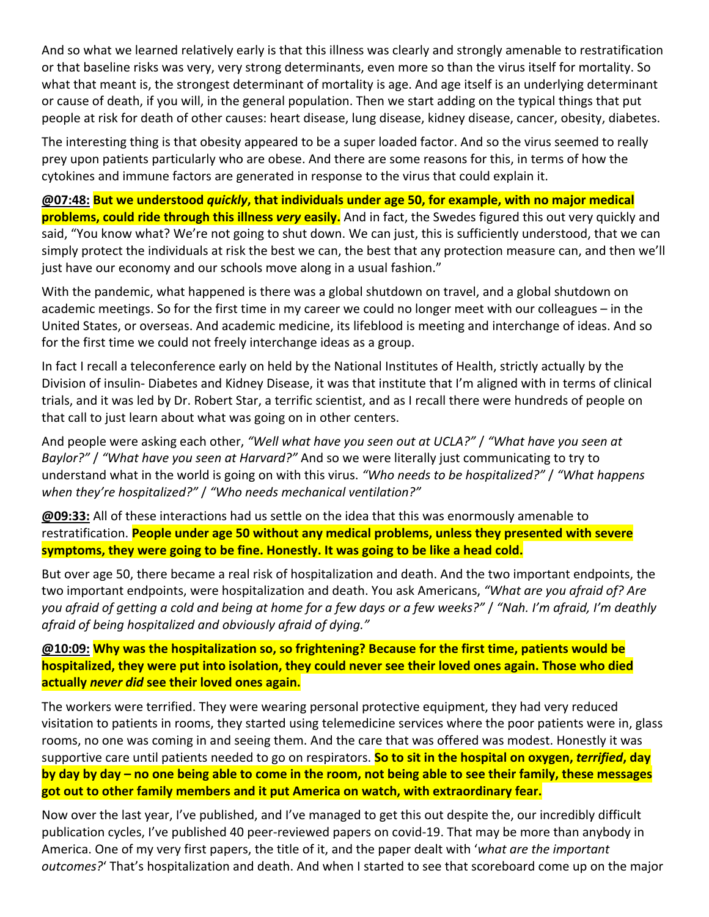And so what we learned relatively early is that this illness was clearly and strongly amenable to restratification or that baseline risks was very, very strong determinants, even more so than the virus itself for mortality. So what that meant is, the strongest determinant of mortality is age. And age itself is an underlying determinant or cause of death, if you will, in the general population. Then we start adding on the typical things that put people at risk for death of other causes: heart disease, lung disease, kidney disease, cancer, obesity, diabetes.

The interesting thing is that obesity appeared to be a super loaded factor. And so the virus seemed to really prey upon patients particularly who are obese. And there are some reasons for this, in terms of how the cytokines and immune factors are generated in response to the virus that could explain it.

**@07:48:** **But we understood *quickly*, that individuals under age 50, for example, with no major medical problems, could ride through this illness *very* easily.** And in fact, the Swedes figured this out very quickly and said, "You know what? We're not going to shut down. We can just, this is sufficiently understood, that we can simply protect the individuals at risk the best we can, the best that any protection measure can, and then we'll just have our economy and our schools move along in a usual fashion."

With the pandemic, what happened is there was a global shutdown on travel, and a global shutdown on academic meetings. So for the first time in my career we could no longer meet with our colleagues – in the United States, or overseas. And academic medicine, its lifeblood is meeting and interchange of ideas. And so for the first time we could not freely interchange ideas as a group.

In fact I recall a teleconference early on held by the National Institutes of Health, strictly actually by the Division of insulin- Diabetes and Kidney Disease, it was that institute that I'm aligned with in terms of clinical trials, and it was led by Dr. Robert Star, a terrific scientist, and as I recall there were hundreds of people on that call to just learn about what was going on in other centers.

And people were asking each other, *"Well what have you seen out at UCLA?"* / *"What have you seen at Baylor?"* / *"What have you seen at Harvard?"* And so we were literally just communicating to try to understand what in the world is going on with this virus. *"Who needs to be hospitalized?"* / *"What happens when they're hospitalized?"* / *"Who needs mechanical ventilation?"*

**@09:33:** All of these interactions had us settle on the idea that this was enormously amenable to restratification. **People under age 50 without any medical problems, unless they presented with severe symptoms, they were going to be fine. Honestly. It was going to be like a head cold.**

But over age 50, there became a real risk of hospitalization and death. And the two important endpoints, the two important endpoints, were hospitalization and death. You ask Americans, *"What are you afraid of? Are you afraid of getting a cold and being at home for a few days or a few weeks?"* / *"Nah. I'm afraid, I'm deathly afraid of being hospitalized and obviously afraid of dying."*

**@10:09:** **Why was the hospitalization so, so frightening? Because for the first time, patients would be hospitalized, they were put into isolation, they could never see their loved ones again. Those who died actually *never did* see their loved ones again.**

The workers were terrified. They were wearing personal protective equipment, they had very reduced visitation to patients in rooms, they started using telemedicine services where the poor patients were in, glass rooms, no one was coming in and seeing them. And the care that was offered was modest. Honestly it was supportive care until patients needed to go on respirators. **So to sit in the hospital on oxygen, *terrified*, day by day by day – no one being able to come in the room, not being able to see their family, these messages got out to other family members and it put America on watch, with extraordinary fear.**

Now over the last year, I've published, and I've managed to get this out despite the, our incredibly difficult publication cycles, I've published 40 peer-reviewed papers on covid-19. That may be more than anybody in America. One of my very first papers, the title of it, and the paper dealt with '*what are the important outcomes?*' That's hospitalization and death. And when I started to see that scoreboard come up on the major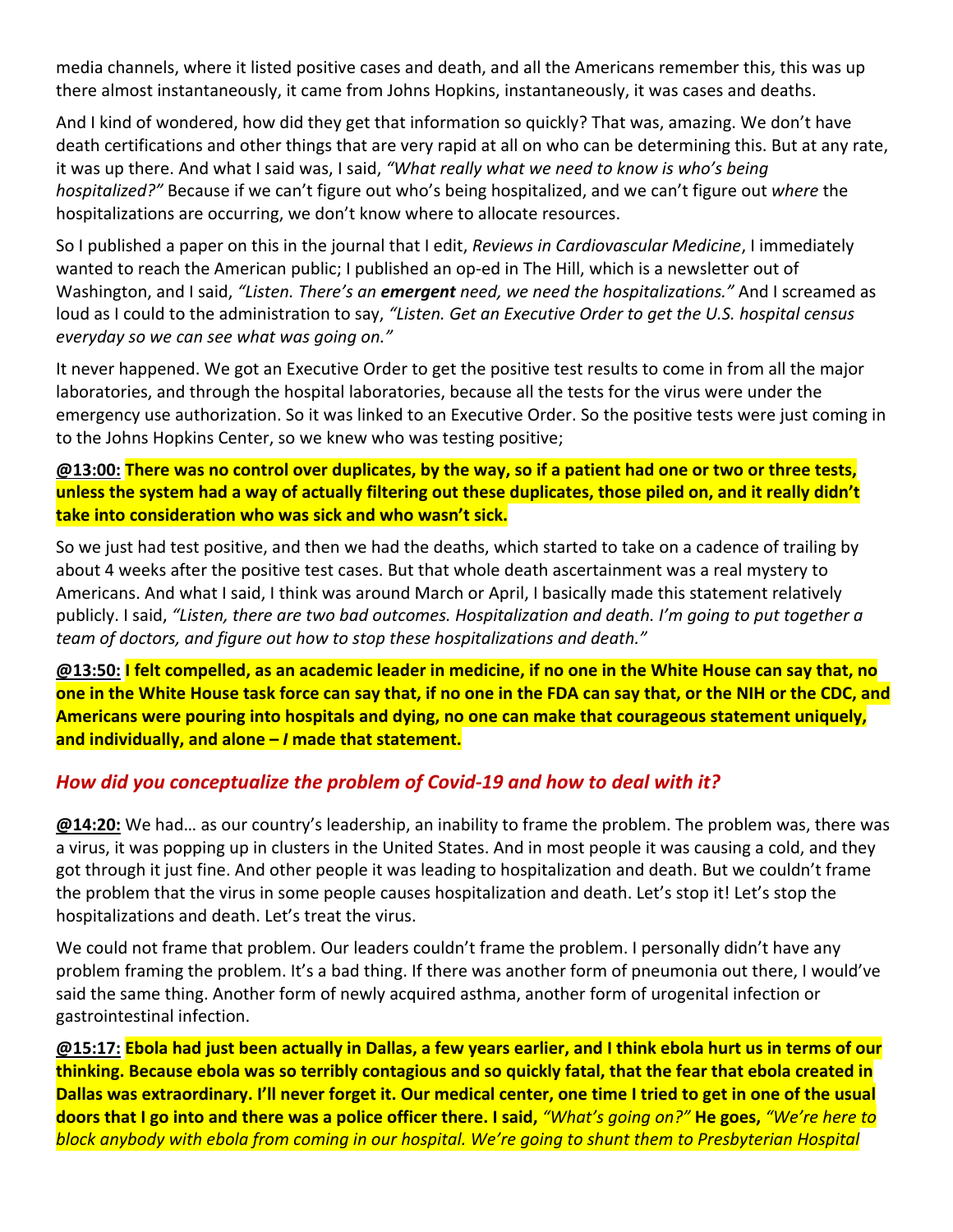media channels, where it listed positive cases and death, and all the Americans remember this, this was up there almost instantaneously, it came from Johns Hopkins, instantaneously, it was cases and deaths.

And I kind of wondered, how did they get that information so quickly? That was, amazing. We don't have death certifications and other things that are very rapid at all on who can be determining this. But at any rate, it was up there. And what I said was, I said, *"What really what we need to know is who's being hospitalized?"* Because if we can't figure out who's being hospitalized, and we can't figure out *where* the hospitalizations are occurring, we don't know where to allocate resources.

So I published a paper on this in the journal that I edit, *Reviews in Cardiovascular Medicine*, I immediately wanted to reach the American public; I published an op-ed in The Hill, which is a newsletter out of Washington, and I said, *"Listen. There's an **emergent** need, we need the hospitalizations."* And I screamed as loud as I could to the administration to say, *"Listen. Get an Executive Order to get the U.S. hospital census everyday so we can see what was going on."*

It never happened. We got an Executive Order to get the positive test results to come in from all the major laboratories, and through the hospital laboratories, because all the tests for the virus were under the emergency use authorization. So it was linked to an Executive Order. So the positive tests were just coming in to the Johns Hopkins Center, so we knew who was testing positive;

**@13:00: There was no control over duplicates, by the way, so if a patient had one or two or three tests, unless the system had a way of actually filtering out these duplicates, those piled on, and it really didn't take into consideration who was sick and who wasn't sick.**

So we just had test positive, and then we had the deaths, which started to take on a cadence of trailing by about 4 weeks after the positive test cases. But that whole death ascertainment was a real mystery to Americans. And what I said, I think was around March or April, I basically made this statement relatively publicly. I said, *"Listen, there are two bad outcomes. Hospitalization and death. I'm going to put together a team of doctors, and figure out how to stop these hospitalizations and death."*

**@13:50: I felt compelled, as an academic leader in medicine, if no one in the White House can say that, no one in the White House task force can say that, if no one in the FDA can say that, or the NIH or the CDC, and Americans were pouring into hospitals and dying, no one can make that courageous statement uniquely, and individually, and alone – *I* made that statement.**

### *How did you conceptualize the problem of Covid-19 and how to deal with it?*

**@14:20:** We had… as our country's leadership, an inability to frame the problem. The problem was, there was a virus, it was popping up in clusters in the United States. And in most people it was causing a cold, and they got through it just fine. And other people it was leading to hospitalization and death. But we couldn't frame the problem that the virus in some people causes hospitalization and death. Let's stop it! Let's stop the hospitalizations and death. Let's treat the virus.

We could not frame that problem. Our leaders couldn't frame the problem. I personally didn't have any problem framing the problem. It's a bad thing. If there was another form of pneumonia out there, I would've said the same thing. Another form of newly acquired asthma, another form of urogenital infection or gastrointestinal infection.

**@15:17: Ebola had just been actually in Dallas, a few years earlier, and I think ebola hurt us in terms of our thinking. Because ebola was so terribly contagious and so quickly fatal, that the fear that ebola created in Dallas was extraordinary. I'll never forget it. Our medical center, one time I tried to get in one of the usual doors that I go into and there was a police officer there. I said,** *"What's going on?"* **He goes,** *"We're here to block anybody with ebola from coming in our hospital. We're going to shunt them to Presbyterian Hospital*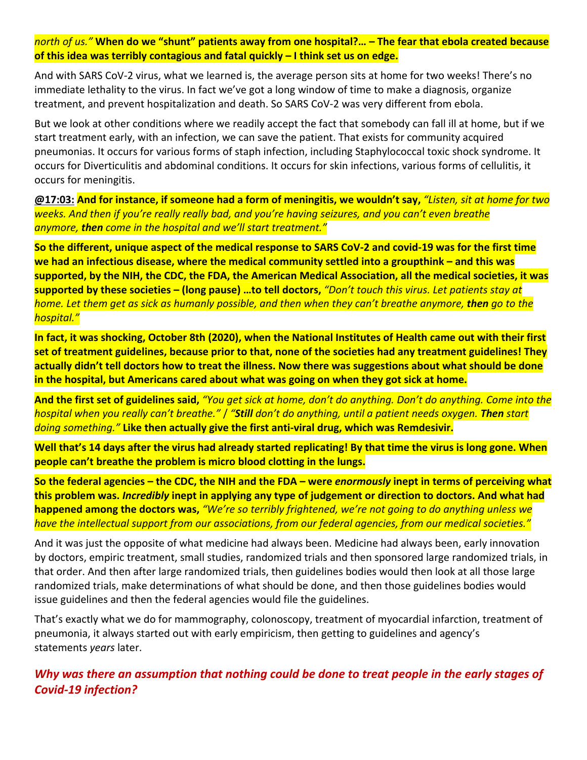*north of us."* **When do we "shunt" patients away from one hospital?… – The fear that ebola created because of this idea was terribly contagious and fatal quickly – I think set us on edge.**

And with SARS CoV-2 virus, what we learned is, the average person sits at home for two weeks! There's no immediate lethality to the virus. In fact we've got a long window of time to make a diagnosis, organize treatment, and prevent hospitalization and death. So SARS CoV-2 was very different from ebola.

But we look at other conditions where we readily accept the fact that somebody can fall ill at home, but if we start treatment early, with an infection, we can save the patient. That exists for community acquired pneumonias. It occurs for various forms of staph infection, including Staphylococcal toxic shock syndrome. It occurs for Diverticulitis and abdominal conditions. It occurs for skin infections, various forms of cellulitis, it occurs for meningitis.

**@17:03: And for instance, if someone had a form of meningitis, we wouldn't say,** *"Listen, sit at home for two weeks. And then if you're really really bad, and you're having seizures, and you can't even breathe anymore, **then** come in the hospital and we'll start treatment."*

**So the different, unique aspect of the medical response to SARS CoV-2 and covid-19 was for the first time we had an infectious disease, where the medical community settled into a groupthink – and this was supported, by the NIH, the CDC, the FDA, the American Medical Association, all the medical societies, it was supported by these societies – (long pause) …to tell doctors,** *"Don't touch this virus. Let patients stay at home. Let them get as sick as humanly possible, and then when they can't breathe anymore, **then** go to the hospital."*

**In fact, it was shocking, October 8th (2020), when the National Institutes of Health came out with their first set of treatment guidelines, because prior to that, none of the societies had any treatment guidelines! They actually didn't tell doctors how to treat the illness. Now there was suggestions about what should be done in the hospital, but Americans cared about what was going on when they got sick at home.**

**And the first set of guidelines said,** *"You get sick at home, don't do anything. Don't do anything. Come into the hospital when you really can't breathe." / "**Still** don't do anything, until a patient needs oxygen. **Then** start doing something."* **Like then actually give the first anti-viral drug, which was Remdesivir.**

**Well that's 14 days after the virus had already started replicating! By that time the virus is long gone. When people can't breathe the problem is micro blood clotting in the lungs.**

**So the federal agencies – the CDC, the NIH and the FDA – were *enormously* inept in terms of perceiving what this problem was. *Incredibly* inept in applying any type of judgement or direction to doctors. And what had happened among the doctors was,** *"We're so terribly frightened, we're not going to do anything unless we have the intellectual support from our associations, from our federal agencies, from our medical societies."*

And it was just the opposite of what medicine had always been. Medicine had always been, early innovation by doctors, empiric treatment, small studies, randomized trials and then sponsored large randomized trials, in that order. And then after large randomized trials, then guidelines bodies would then look at all those large randomized trials, make determinations of what should be done, and then those guidelines bodies would issue guidelines and then the federal agencies would file the guidelines.

That's exactly what we do for mammography, colonoscopy, treatment of myocardial infarction, treatment of pneumonia, it always started out with early empiricism, then getting to guidelines and agency's statements *years* later.

### *Why was there an assumption that nothing could be done to treat people in the early stages of Covid-19 infection?*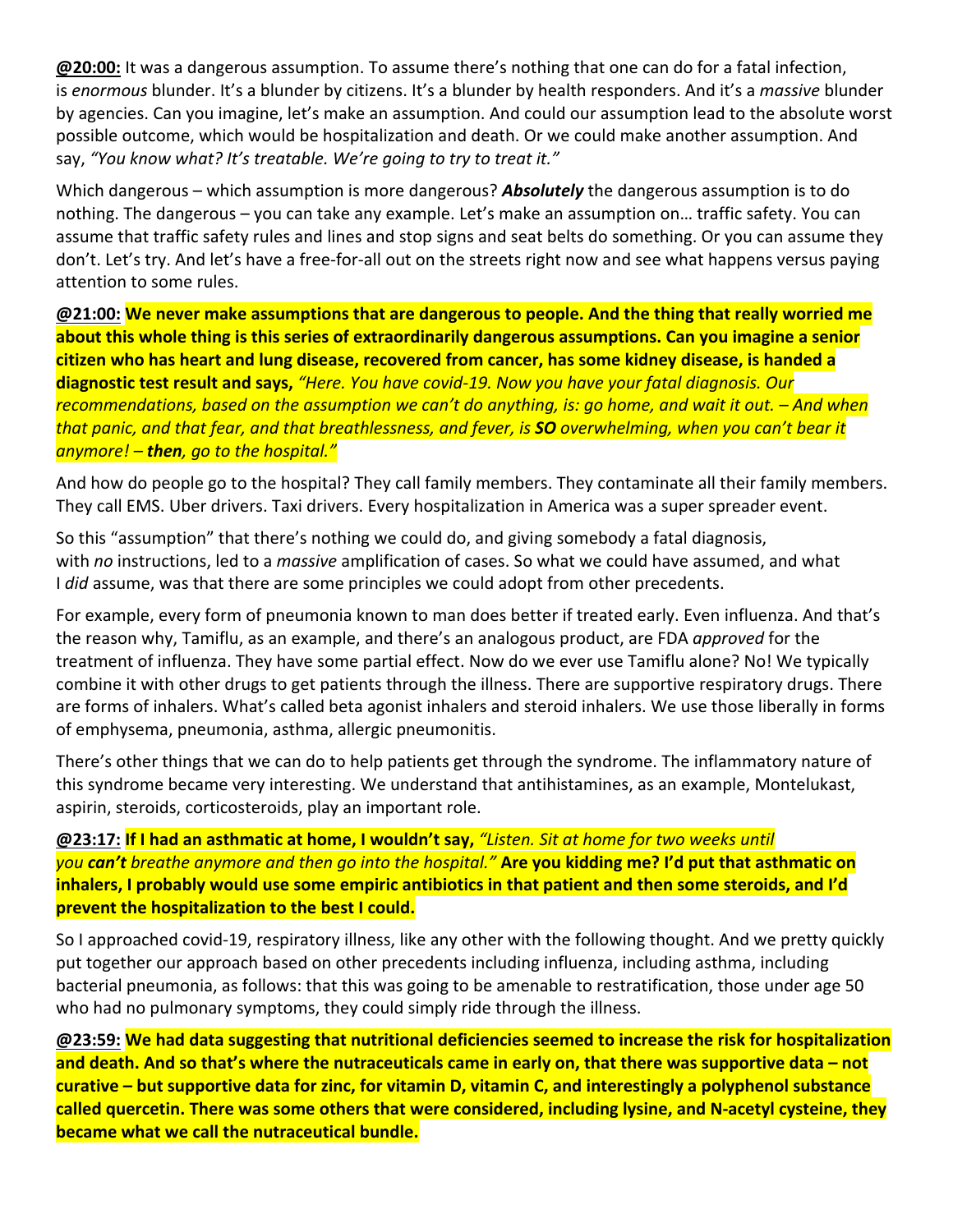**@20:00:** It was a dangerous assumption. To assume there's nothing that one can do for a fatal infection, is *enormous* blunder. It's a blunder by citizens. It's a blunder by health responders. And it's a *massive* blunder by agencies. Can you imagine, let's make an assumption. And could our assumption lead to the absolute worst possible outcome, which would be hospitalization and death. Or we could make another assumption. And say, *"You know what? It's treatable. We're going to try to treat it."*

Which dangerous – which assumption is more dangerous? ***Absolutely*** the dangerous assumption is to do nothing. The dangerous – you can take any example. Let's make an assumption on… traffic safety. You can assume that traffic safety rules and lines and stop signs and seat belts do something. Or you can assume they don't. Let's try. And let's have a free-for-all out on the streets right now and see what happens versus paying attention to some rules.

**@21:00: We never make assumptions that are dangerous to people. And the thing that really worried me about this whole thing is this series of extraordinarily dangerous assumptions. Can you imagine a senior citizen who has heart and lung disease, recovered from cancer, has some kidney disease, is handed a diagnostic test result and says,** *"Here. You have covid-19. Now you have your fatal diagnosis. Our recommendations, based on the assumption we can't do anything, is: go home, and wait it out. – And when that panic, and that fear, and that breathlessness, and fever, is **SO** overwhelming, when you can't bear it anymore! – **then**, go to the hospital."*

And how do people go to the hospital? They call family members. They contaminate all their family members. They call EMS. Uber drivers. Taxi drivers. Every hospitalization in America was a super spreader event.

So this "assumption" that there's nothing we could do, and giving somebody a fatal diagnosis, with *no* instructions, led to a *massive* amplification of cases. So what we could have assumed, and what I *did* assume, was that there are some principles we could adopt from other precedents.

For example, every form of pneumonia known to man does better if treated early. Even influenza. And that's the reason why, Tamiflu, as an example, and there's an analogous product, are FDA *approved* for the treatment of influenza. They have some partial effect. Now do we ever use Tamiflu alone? No! We typically combine it with other drugs to get patients through the illness. There are supportive respiratory drugs. There are forms of inhalers. What's called beta agonist inhalers and steroid inhalers. We use those liberally in forms of emphysema, pneumonia, asthma, allergic pneumonitis.

There's other things that we can do to help patients get through the syndrome. The inflammatory nature of this syndrome became very interesting. We understand that antihistamines, as an example, Montelukast, aspirin, steroids, corticosteroids, play an important role.

**@23:17: If I had an asthmatic at home, I wouldn't say,** *"Listen. Sit at home for two weeks until you **can't** breathe anymore and then go into the hospital."* **Are you kidding me? I'd put that asthmatic on inhalers, I probably would use some empiric antibiotics in that patient and then some steroids, and I'd prevent the hospitalization to the best I could.**

So I approached covid-19, respiratory illness, like any other with the following thought. And we pretty quickly put together our approach based on other precedents including influenza, including asthma, including bacterial pneumonia, as follows: that this was going to be amenable to restratification, those under age 50 who had no pulmonary symptoms, they could simply ride through the illness.

**@23:59: We had data suggesting that nutritional deficiencies seemed to increase the risk for hospitalization and death. And so that's where the nutraceuticals came in early on, that there was supportive data – not curative – but supportive data for zinc, for vitamin D, vitamin C, and interestingly a polyphenol substance called quercetin. There was some others that were considered, including lysine, and N-acetyl cysteine, they became what we call the nutraceutical bundle.**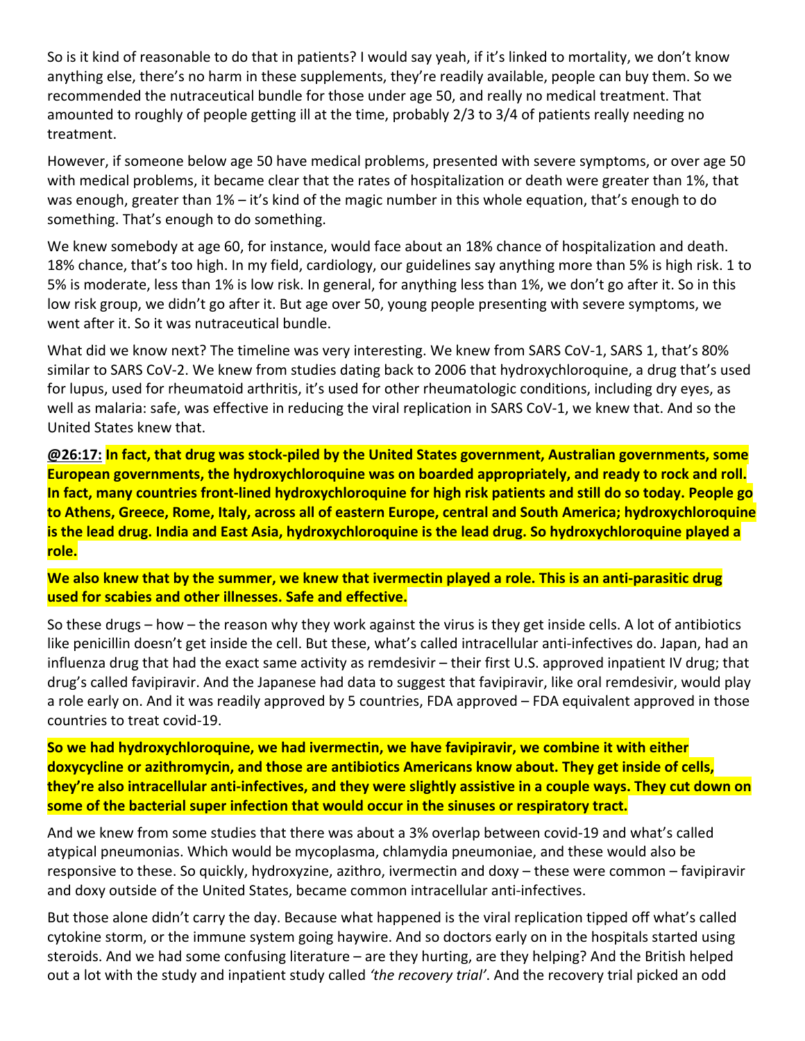So is it kind of reasonable to do that in patients? I would say yeah, if it's linked to mortality, we don't know anything else, there's no harm in these supplements, they're readily available, people can buy them. So we recommended the nutraceutical bundle for those under age 50, and really no medical treatment. That amounted to roughly of people getting ill at the time, probably 2/3 to 3/4 of patients really needing no treatment.

However, if someone below age 50 have medical problems, presented with severe symptoms, or over age 50 with medical problems, it became clear that the rates of hospitalization or death were greater than 1%, that was enough, greater than 1% – it's kind of the magic number in this whole equation, that's enough to do something. That's enough to do something.

We knew somebody at age 60, for instance, would face about an 18% chance of hospitalization and death. 18% chance, that's too high. In my field, cardiology, our guidelines say anything more than 5% is high risk. 1 to 5% is moderate, less than 1% is low risk. In general, for anything less than 1%, we don't go after it. So in this low risk group, we didn't go after it. But age over 50, young people presenting with severe symptoms, we went after it. So it was nutraceutical bundle.

What did we know next? The timeline was very interesting. We knew from SARS CoV-1, SARS 1, that's 80% similar to SARS CoV-2. We knew from studies dating back to 2006 that hydroxychloroquine, a drug that's used for lupus, used for rheumatoid arthritis, it's used for other rheumatologic conditions, including dry eyes, as well as malaria: safe, was effective in reducing the viral replication in SARS CoV-1, we knew that. And so the United States knew that.

**@26:17: In fact, that drug was stock-piled by the United States government, Australian governments, some European governments, the hydroxychloroquine was on boarded appropriately, and ready to rock and roll. In fact, many countries front-lined hydroxychloroquine for high risk patients and still do so today. People go to Athens, Greece, Rome, Italy, across all of eastern Europe, central and South America; hydroxychloroquine is the lead drug. India and East Asia, hydroxychloroquine is the lead drug. So hydroxychloroquine played a role.**

**We also knew that by the summer, we knew that ivermectin played a role. This is an anti-parasitic drug used for scabies and other illnesses. Safe and effective.**

So these drugs – how – the reason why they work against the virus is they get inside cells. A lot of antibiotics like penicillin doesn't get inside the cell. But these, what's called intracellular anti-infectives do. Japan, had an influenza drug that had the exact same activity as remdesivir – their first U.S. approved inpatient IV drug; that drug's called favipiravir. And the Japanese had data to suggest that favipiravir, like oral remdesivir, would play a role early on. And it was readily approved by 5 countries, FDA approved – FDA equivalent approved in those countries to treat covid-19.

**So we had hydroxychloroquine, we had ivermectin, we have favipiravir, we combine it with either doxycycline or azithromycin, and those are antibiotics Americans know about. They get inside of cells, they're also intracellular anti-infectives, and they were slightly assistive in a couple ways. They cut down on some of the bacterial super infection that would occur in the sinuses or respiratory tract.**

And we knew from some studies that there was about a 3% overlap between covid-19 and what's called atypical pneumonias. Which would be mycoplasma, chlamydia pneumoniae, and these would also be responsive to these. So quickly, hydroxyzine, azithro, ivermectin and doxy – these were common – favipiravir and doxy outside of the United States, became common intracellular anti-infectives.

But those alone didn't carry the day. Because what happened is the viral replication tipped off what's called cytokine storm, or the immune system going haywire. And so doctors early on in the hospitals started using steroids. And we had some confusing literature – are they hurting, are they helping? And the British helped out a lot with the study and inpatient study called *'the recovery trial'*. And the recovery trial picked an odd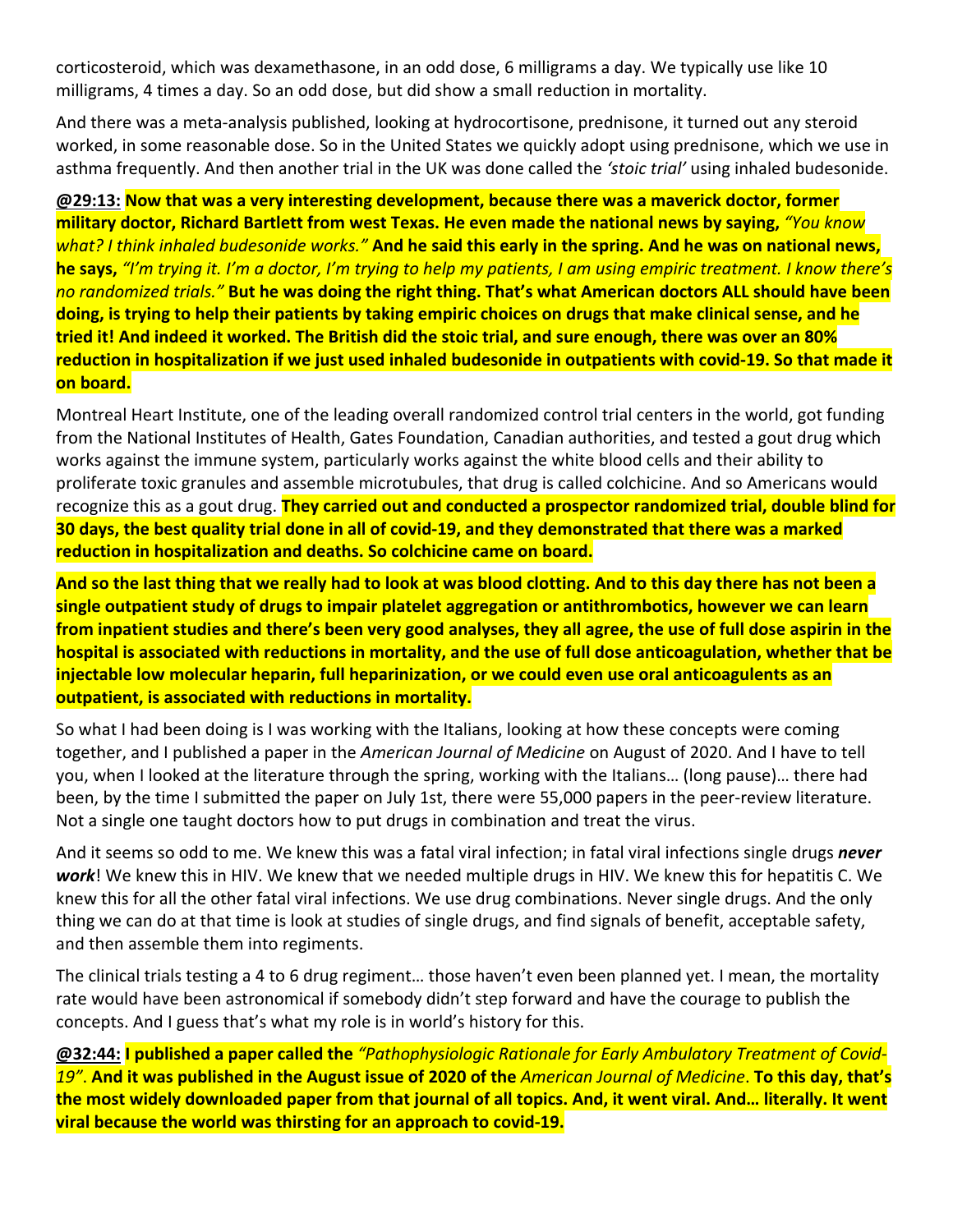corticosteroid, which was dexamethasone, in an odd dose, 6 milligrams a day. We typically use like 10 milligrams, 4 times a day. So an odd dose, but did show a small reduction in mortality.

And there was a meta-analysis published, looking at hydrocortisone, prednisone, it turned out any steroid worked, in some reasonable dose. So in the United States we quickly adopt using prednisone, which we use in asthma frequently. And then another trial in the UK was done called the *'stoic trial'* using inhaled budesonide.

**@29:13: Now that was a very interesting development, because there was a maverick doctor, former military doctor, Richard Bartlett from west Texas. He even made the national news by saying,** *"You know what? I think inhaled budesonide works."* **And he said this early in the spring. And he was on national news, he says,** *"I'm trying it. I'm a doctor, I'm trying to help my patients, I am using empiric treatment. I know there's no randomized trials."* **But he was doing the right thing. That's what American doctors ALL should have been doing, is trying to help their patients by taking empiric choices on drugs that make clinical sense, and he tried it! And indeed it worked. The British did the stoic trial, and sure enough, there was over an 80% reduction in hospitalization if we just used inhaled budesonide in outpatients with covid-19. So that made it on board.**

Montreal Heart Institute, one of the leading overall randomized control trial centers in the world, got funding from the National Institutes of Health, Gates Foundation, Canadian authorities, and tested a gout drug which works against the immune system, particularly works against the white blood cells and their ability to proliferate toxic granules and assemble microtubules, that drug is called colchicine. And so Americans would recognize this as a gout drug. **They carried out and conducted a prospector randomized trial, double blind for 30 days, the best quality trial done in all of covid-19, and they demonstrated that there was a marked reduction in hospitalization and deaths. So colchicine came on board.**

**And so the last thing that we really had to look at was blood clotting. And to this day there has not been a single outpatient study of drugs to impair platelet aggregation or antithrombotics, however we can learn from inpatient studies and there's been very good analyses, they all agree, the use of full dose aspirin in the hospital is associated with reductions in mortality, and the use of full dose anticoagulation, whether that be injectable low molecular heparin, full heparinization, or we could even use oral anticoagulents as an outpatient, is associated with reductions in mortality.**

So what I had been doing is I was working with the Italians, looking at how these concepts were coming together, and I published a paper in the *American Journal of Medicine* on August of 2020. And I have to tell you, when I looked at the literature through the spring, working with the Italians… (long pause)… there had been, by the time I submitted the paper on July 1st, there were 55,000 papers in the peer-review literature. Not a single one taught doctors how to put drugs in combination and treat the virus.

And it seems so odd to me. We knew this was a fatal viral infection; in fatal viral infections single drugs ***never work***! We knew this in HIV. We knew that we needed multiple drugs in HIV. We knew this for hepatitis C. We knew this for all the other fatal viral infections. We use drug combinations. Never single drugs. And the only thing we can do at that time is look at studies of single drugs, and find signals of benefit, acceptable safety, and then assemble them into regiments.

The clinical trials testing a 4 to 6 drug regiment… those haven't even been planned yet. I mean, the mortality rate would have been astronomical if somebody didn't step forward and have the courage to publish the concepts. And I guess that's what my role is in world's history for this.

**@32:44: I published a paper called the** *"Pathophysiologic Rationale for Early Ambulatory Treatment of Covid-19"*. **And it was published in the August issue of 2020 of the** *American Journal of Medicine*. **To this day, that's the most widely downloaded paper from that journal of all topics. And, it went viral. And… literally. It went viral because the world was thirsting for an approach to covid-19.**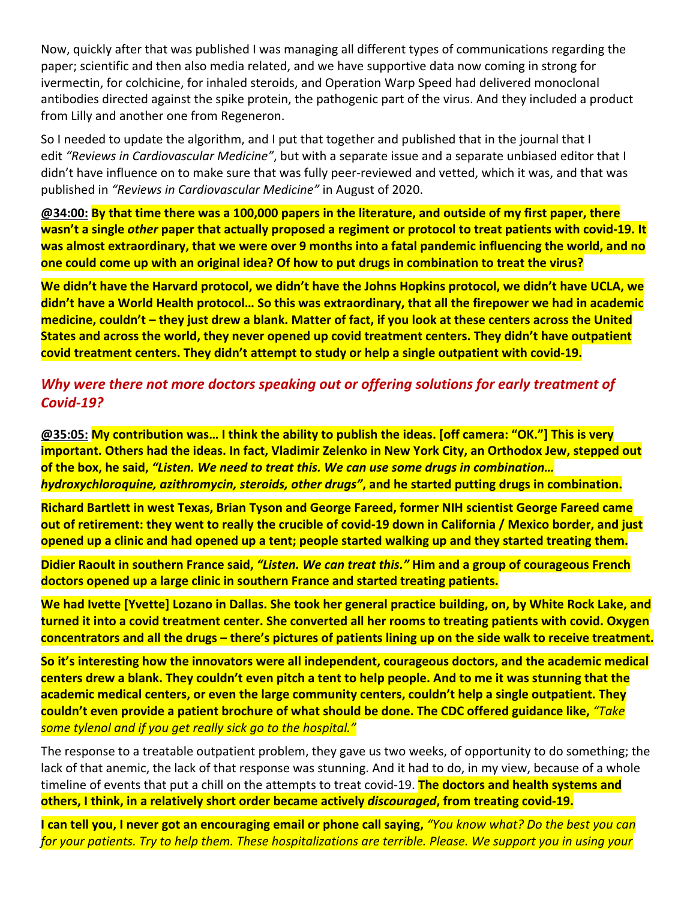Now, quickly after that was published I was managing all different types of communications regarding the paper; scientific and then also media related, and we have supportive data now coming in strong for ivermectin, for colchicine, for inhaled steroids, and Operation Warp Speed had delivered monoclonal antibodies directed against the spike protein, the pathogenic part of the virus. And they included a product from Lilly and another one from Regeneron.

So I needed to update the algorithm, and I put that together and published that in the journal that I edit *"Reviews in Cardiovascular Medicine"*, but with a separate issue and a separate unbiased editor that I didn't have influence on to make sure that was fully peer-reviewed and vetted, which it was, and that was published in *"Reviews in Cardiovascular Medicine"* in August of 2020.

**@34:00: By that time there was a 100,000 papers in the literature, and outside of my first paper, there wasn't a single *other* paper that actually proposed a regiment or protocol to treat patients with covid-19. It was almost extraordinary, that we were over 9 months into a fatal pandemic influencing the world, and no one could come up with an original idea? Of how to put drugs in combination to treat the virus?**

**We didn't have the Harvard protocol, we didn't have the Johns Hopkins protocol, we didn't have UCLA, we didn't have a World Health protocol… So this was extraordinary, that all the firepower we had in academic medicine, couldn't – they just drew a blank. Matter of fact, if you look at these centers across the United States and across the world, they never opened up covid treatment centers. They didn't have outpatient covid treatment centers. They didn't attempt to study or help a single outpatient with covid-19.**

### *Why were there not more doctors speaking out or offering solutions for early treatment of Covid-19?*

**@35:05: My contribution was… I think the ability to publish the ideas. [off camera: "OK."] This is very important. Others had the ideas. In fact, Vladimir Zelenko in New York City, an Orthodox Jew, stepped out of the box, he said, *"Listen. We need to treat this. We can use some drugs in combination… hydroxychloroquine, azithromycin, steroids, other drugs"*, and he started putting drugs in combination.**

**Richard Bartlett in west Texas, Brian Tyson and George Fareed, former NIH scientist George Fareed came out of retirement: they went to really the crucible of covid-19 down in California / Mexico border, and just opened up a clinic and had opened up a tent; people started walking up and they started treating them.**

**Didier Raoult in southern France said, *"Listen. We can treat this."* Him and a group of courageous French doctors opened up a large clinic in southern France and started treating patients.**

**We had Ivette [Yvette] Lozano in Dallas. She took her general practice building, on, by White Rock Lake, and turned it into a covid treatment center. She converted all her rooms to treating patients with covid. Oxygen concentrators and all the drugs – there's pictures of patients lining up on the side walk to receive treatment.**

**So it's interesting how the innovators were all independent, courageous doctors, and the academic medical centers drew a blank. They couldn't even pitch a tent to help people. And to me it was stunning that the academic medical centers, or even the large community centers, couldn't help a single outpatient. They couldn't even provide a patient brochure of what should be done. The CDC offered guidance like,** *"Take some tylenol and if you get really sick go to the hospital."*

The response to a treatable outpatient problem, they gave us two weeks, of opportunity to do something; the lack of that anemic, the lack of that response was stunning. And it had to do, in my view, because of a whole timeline of events that put a chill on the attempts to treat covid-19. **The doctors and health systems and others, I think, in a relatively short order became actively *discouraged*, from treating covid-19.**

**I can tell you, I never got an encouraging email or phone call saying,** *"You know what? Do the best you can for your patients. Try to help them. These hospitalizations are terrible. Please. We support you in using your*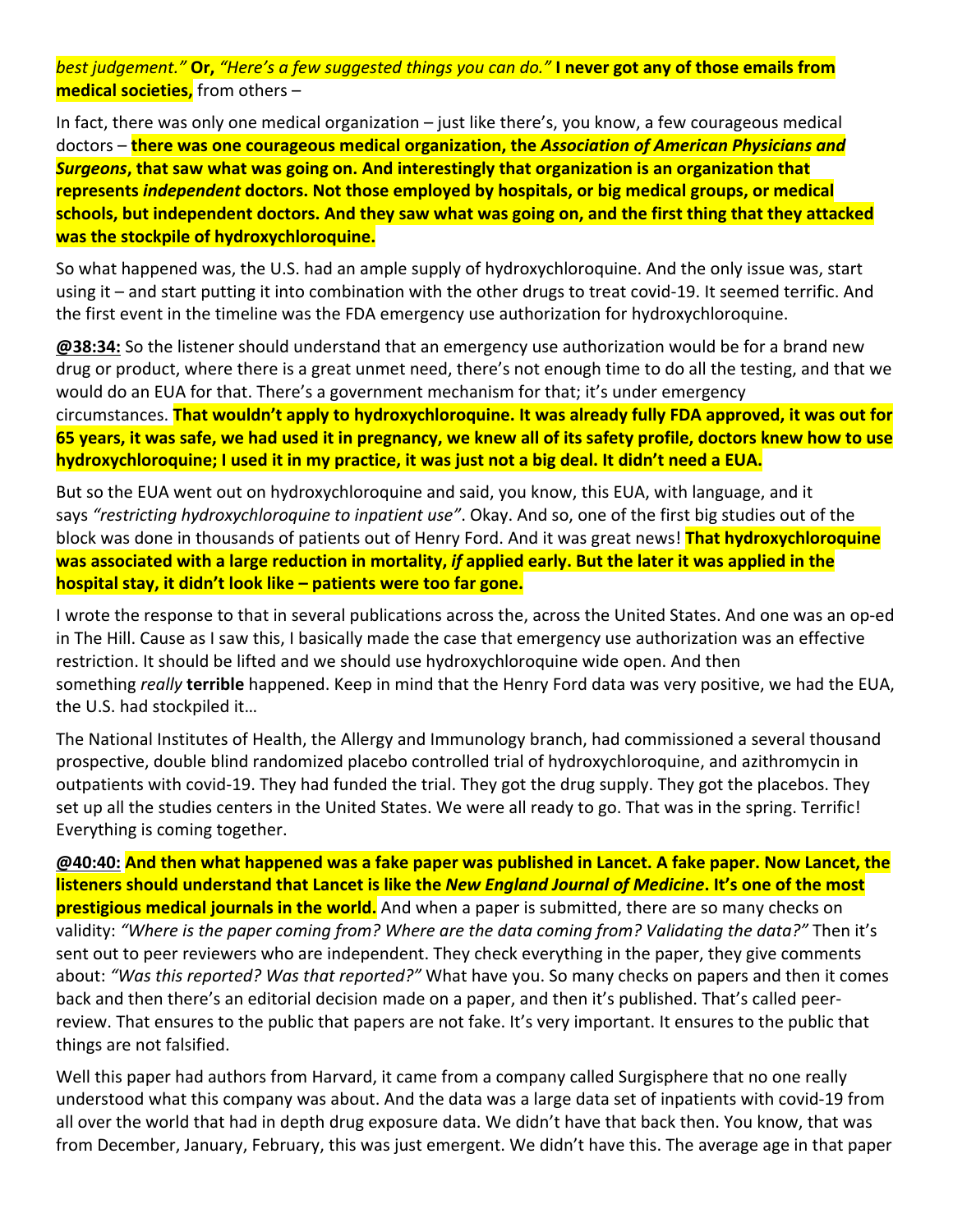*best judgement."* **Or,** *"Here's a few suggested things you can do."* **I never got any of those emails from medical societies,** from others –

In fact, there was only one medical organization – just like there's, you know, a few courageous medical doctors – **there was one courageous medical organization, the *Association of American Physicians and Surgeons*, that saw what was going on. And interestingly that organization is an organization that represents *independent* doctors. Not those employed by hospitals, or big medical groups, or medical schools, but independent doctors. And they saw what was going on, and the first thing that they attacked was the stockpile of hydroxychloroquine.**

So what happened was, the U.S. had an ample supply of hydroxychloroquine. And the only issue was, start using it – and start putting it into combination with the other drugs to treat covid-19. It seemed terrific. And the first event in the timeline was the FDA emergency use authorization for hydroxychloroquine.

**@38:34:** So the listener should understand that an emergency use authorization would be for a brand new drug or product, where there is a great unmet need, there's not enough time to do all the testing, and that we would do an EUA for that. There's a government mechanism for that; it's under emergency circumstances. **That wouldn't apply to hydroxychloroquine. It was already fully FDA approved, it was out for 65 years, it was safe, we had used it in pregnancy, we knew all of its safety profile, doctors knew how to use hydroxychloroquine; I used it in my practice, it was just not a big deal. It didn't need a EUA.**

But so the EUA went out on hydroxychloroquine and said, you know, this EUA, with language, and it says *"restricting hydroxychloroquine to inpatient use"*. Okay. And so, one of the first big studies out of the block was done in thousands of patients out of Henry Ford. And it was great news! **That hydroxychloroquine was associated with a large reduction in mortality, *if* applied early. But the later it was applied in the hospital stay, it didn't look like – patients were too far gone.**

I wrote the response to that in several publications across the, across the United States. And one was an op-ed in The Hill. Cause as I saw this, I basically made the case that emergency use authorization was an effective restriction. It should be lifted and we should use hydroxychloroquine wide open. And then something *really* **terrible** happened. Keep in mind that the Henry Ford data was very positive, we had the EUA, the U.S. had stockpiled it…

The National Institutes of Health, the Allergy and Immunology branch, had commissioned a several thousand prospective, double blind randomized placebo controlled trial of hydroxychloroquine, and azithromycin in outpatients with covid-19. They had funded the trial. They got the drug supply. They got the placebos. They set up all the studies centers in the United States. We were all ready to go. That was in the spring. Terrific! Everything is coming together.

**@40:40: And then what happened was a fake paper was published in Lancet. A fake paper. Now Lancet, the listeners should understand that Lancet is like the *New England Journal of Medicine*. It's one of the most prestigious medical journals in the world.** And when a paper is submitted, there are so many checks on validity: *"Where is the paper coming from? Where are the data coming from? Validating the data?"* Then it's sent out to peer reviewers who are independent. They check everything in the paper, they give comments about: *"Was this reported? Was that reported?"* What have you. So many checks on papers and then it comes back and then there's an editorial decision made on a paper, and then it's published. That's called peer-review. That ensures to the public that papers are not fake. It's very important. It ensures to the public that things are not falsified.

Well this paper had authors from Harvard, it came from a company called Surgisphere that no one really understood what this company was about. And the data was a large data set of inpatients with covid-19 from all over the world that had in depth drug exposure data. We didn't have that back then. You know, that was from December, January, February, this was just emergent. We didn't have this. The average age in that paper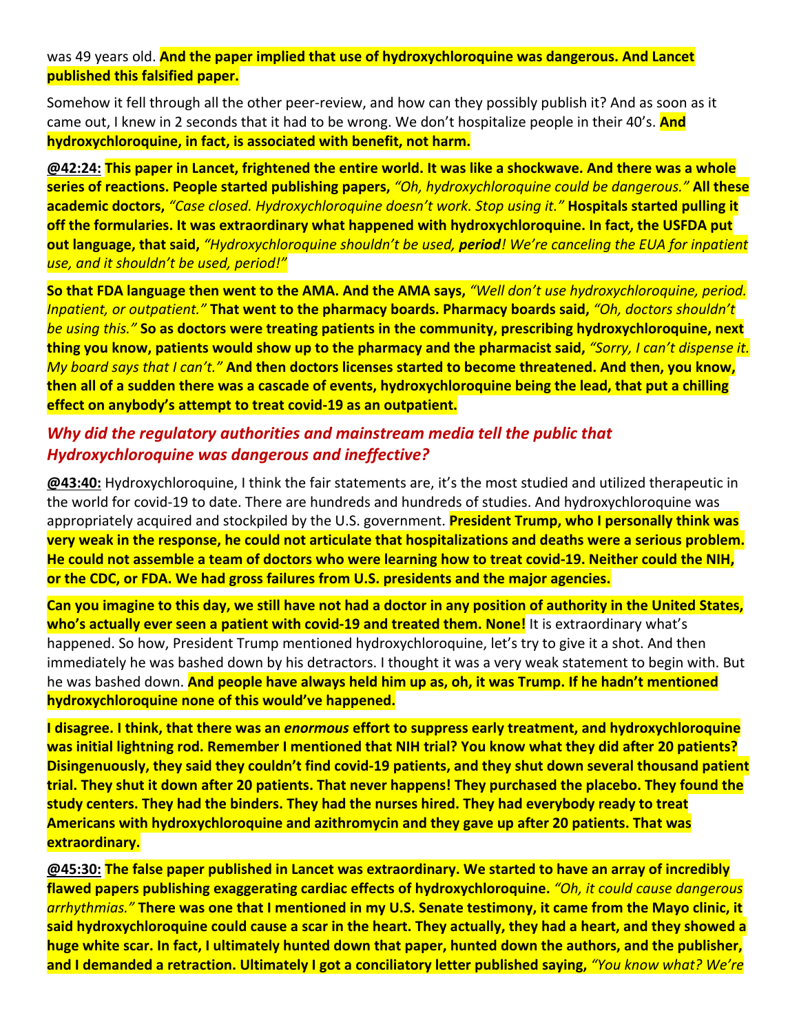was 49 years old. **And the paper implied that use of hydroxychloroquine was dangerous. And Lancet published this falsified paper.**

Somehow it fell through all the other peer-review, and how can they possibly publish it? And as soon as it came out, I knew in 2 seconds that it had to be wrong. We don't hospitalize people in their 40's. **And hydroxychloroquine, in fact, is associated with benefit, not harm.**

**@42:24: This paper in Lancet, frightened the entire world. It was like a shockwave. And there was a whole series of reactions. People started publishing papers,** *"Oh, hydroxychloroquine could be dangerous."* **All these academic doctors,** *"Case closed. Hydroxychloroquine doesn't work. Stop using it."* **Hospitals started pulling it off the formularies. It was extraordinary what happened with hydroxychloroquine. In fact, the USFDA put out language, that said,** *"Hydroxychloroquine shouldn't be used,* ***period****! We're canceling the EUA for inpatient use, and it shouldn't be used, period!"*

**So that FDA language then went to the AMA. And the AMA says,** *"Well don't use hydroxychloroquine, period. Inpatient, or outpatient."* **That went to the pharmacy boards. Pharmacy boards said,** *"Oh, doctors shouldn't be using this."* **So as doctors were treating patients in the community, prescribing hydroxychloroquine, next thing you know, patients would show up to the pharmacy and the pharmacist said,** *"Sorry, I can't dispense it. My board says that I can't."* **And then doctors licenses started to become threatened. And then, you know, then all of a sudden there was a cascade of events, hydroxychloroquine being the lead, that put a chilling effect on anybody's attempt to treat covid-19 as an outpatient.**

### *Why did the regulatory authorities and mainstream media tell the public that Hydroxychloroquine was dangerous and ineffective?*

**@43:40:** Hydroxychloroquine, I think the fair statements are, it's the most studied and utilized therapeutic in the world for covid-19 to date. There are hundreds and hundreds of studies. And hydroxychloroquine was appropriately acquired and stockpiled by the U.S. government. **President Trump, who I personally think was very weak in the response, he could not articulate that hospitalizations and deaths were a serious problem. He could not assemble a team of doctors who were learning how to treat covid-19. Neither could the NIH, or the CDC, or FDA. We had gross failures from U.S. presidents and the major agencies.**

**Can you imagine to this day, we still have not had a doctor in any position of authority in the United States, who's actually ever seen a patient with covid-19 and treated them. None!** It is extraordinary what's happened. So how, President Trump mentioned hydroxychloroquine, let's try to give it a shot. And then immediately he was bashed down by his detractors. I thought it was a very weak statement to begin with. But he was bashed down. **And people have always held him up as, oh, it was Trump. If he hadn't mentioned hydroxychloroquine none of this would've happened.**

**I disagree. I think, that there was an** ***enormous*** **effort to suppress early treatment, and hydroxychloroquine was initial lightning rod. Remember I mentioned that NIH trial? You know what they did after 20 patients? Disingenuously, they said they couldn't find covid-19 patients, and they shut down several thousand patient trial. They shut it down after 20 patients. That never happens! They purchased the placebo. They found the study centers. They had the binders. They had the nurses hired. They had everybody ready to treat Americans with hydroxychloroquine and azithromycin and they gave up after 20 patients. That was extraordinary.**

**@45:30: The false paper published in Lancet was extraordinary. We started to have an array of incredibly flawed papers publishing exaggerating cardiac effects of hydroxychloroquine.** *"Oh, it could cause dangerous arrhythmias."* **There was one that I mentioned in my U.S. Senate testimony, it came from the Mayo clinic, it said hydroxychloroquine could cause a scar in the heart. They actually, they had a heart, and they showed a huge white scar. In fact, I ultimately hunted down that paper, hunted down the authors, and the publisher, and I demanded a retraction. Ultimately I got a conciliatory letter published saying,** *"You know what? We're*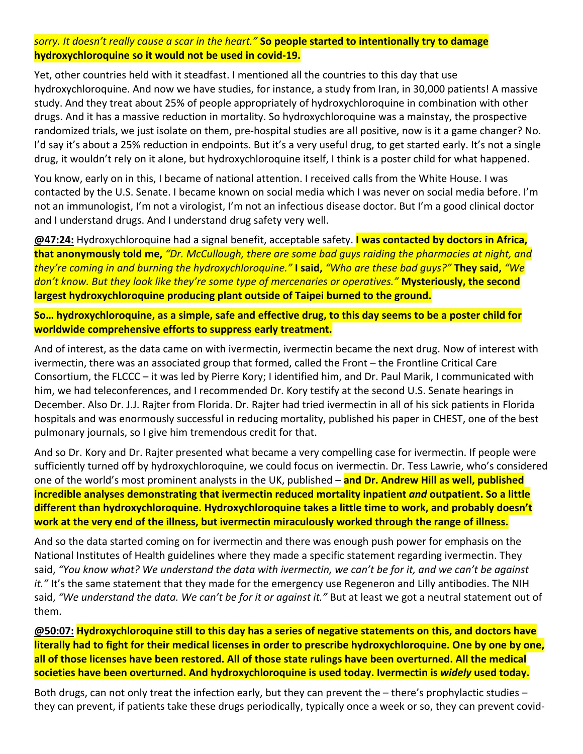*sorry. It doesn't really cause a scar in the heart."* **So people started to intentionally try to damage hydroxychloroquine so it would not be used in covid-19.**

Yet, other countries held with it steadfast. I mentioned all the countries to this day that use hydroxychloroquine. And now we have studies, for instance, a study from Iran, in 30,000 patients! A massive study. And they treat about 25% of people appropriately of hydroxychloroquine in combination with other drugs. And it has a massive reduction in mortality. So hydroxychloroquine was a mainstay, the prospective randomized trials, we just isolate on them, pre-hospital studies are all positive, now is it a game changer? No. I'd say it's about a 25% reduction in endpoints. But it's a very useful drug, to get started early. It's not a single drug, it wouldn't rely on it alone, but hydroxychloroquine itself, I think is a poster child for what happened.

You know, early on in this, I became of national attention. I received calls from the White House. I was contacted by the U.S. Senate. I became known on social media which I was never on social media before. I'm not an immunologist, I'm not a virologist, I'm not an infectious disease doctor. But I'm a good clinical doctor and I understand drugs. And I understand drug safety very well.

**@47:24:** Hydroxychloroquine had a signal benefit, acceptable safety. **I was contacted by doctors in Africa, that anonymously told me,** *"Dr. McCullough, there are some bad guys raiding the pharmacies at night, and they're coming in and burning the hydroxychloroquine."* **I said,** *"Who are these bad guys?"* **They said,** *"We don't know. But they look like they're some type of mercenaries or operatives."* **Mysteriously, the second largest hydroxychloroquine producing plant outside of Taipei burned to the ground.**

**So… hydroxychloroquine, as a simple, safe and effective drug, to this day seems to be a poster child for worldwide comprehensive efforts to suppress early treatment.**

And of interest, as the data came on with ivermectin, ivermectin became the next drug. Now of interest with ivermectin, there was an associated group that formed, called the Front – the Frontline Critical Care Consortium, the FLCCC – it was led by Pierre Kory; I identified him, and Dr. Paul Marik, I communicated with him, we had teleconferences, and I recommended Dr. Kory testify at the second U.S. Senate hearings in December. Also Dr. J.J. Rajter from Florida. Dr. Rajter had tried ivermectin in all of his sick patients in Florida hospitals and was enormously successful in reducing mortality, published his paper in CHEST, one of the best pulmonary journals, so I give him tremendous credit for that.

And so Dr. Kory and Dr. Rajter presented what became a very compelling case for ivermectin. If people were sufficiently turned off by hydroxychloroquine, we could focus on ivermectin. Dr. Tess Lawrie, who's considered one of the world's most prominent analysts in the UK, published – **and Dr. Andrew Hill as well, published incredible analyses demonstrating that ivermectin reduced mortality inpatient *and* outpatient. So a little different than hydroxychloroquine. Hydroxychloroquine takes a little time to work, and probably doesn't work at the very end of the illness, but ivermectin miraculously worked through the range of illness.**

And so the data started coming on for ivermectin and there was enough push power for emphasis on the National Institutes of Health guidelines where they made a specific statement regarding ivermectin. They said, *"You know what? We understand the data with ivermectin, we can't be for it, and we can't be against it."* It's the same statement that they made for the emergency use Regeneron and Lilly antibodies. The NIH said, *"We understand the data. We can't be for it or against it."* But at least we got a neutral statement out of them.

**@50:07: Hydroxychloroquine still to this day has a series of negative statements on this, and doctors have literally had to fight for their medical licenses in order to prescribe hydroxychloroquine. One by one by one, all of those licenses have been restored. All of those state rulings have been overturned. All the medical societies have been overturned. And hydroxychloroquine is used today. Ivermectin is *widely* used today.**

Both drugs, can not only treat the infection early, but they can prevent the – there's prophylactic studies – they can prevent, if patients take these drugs periodically, typically once a week or so, they can prevent covid-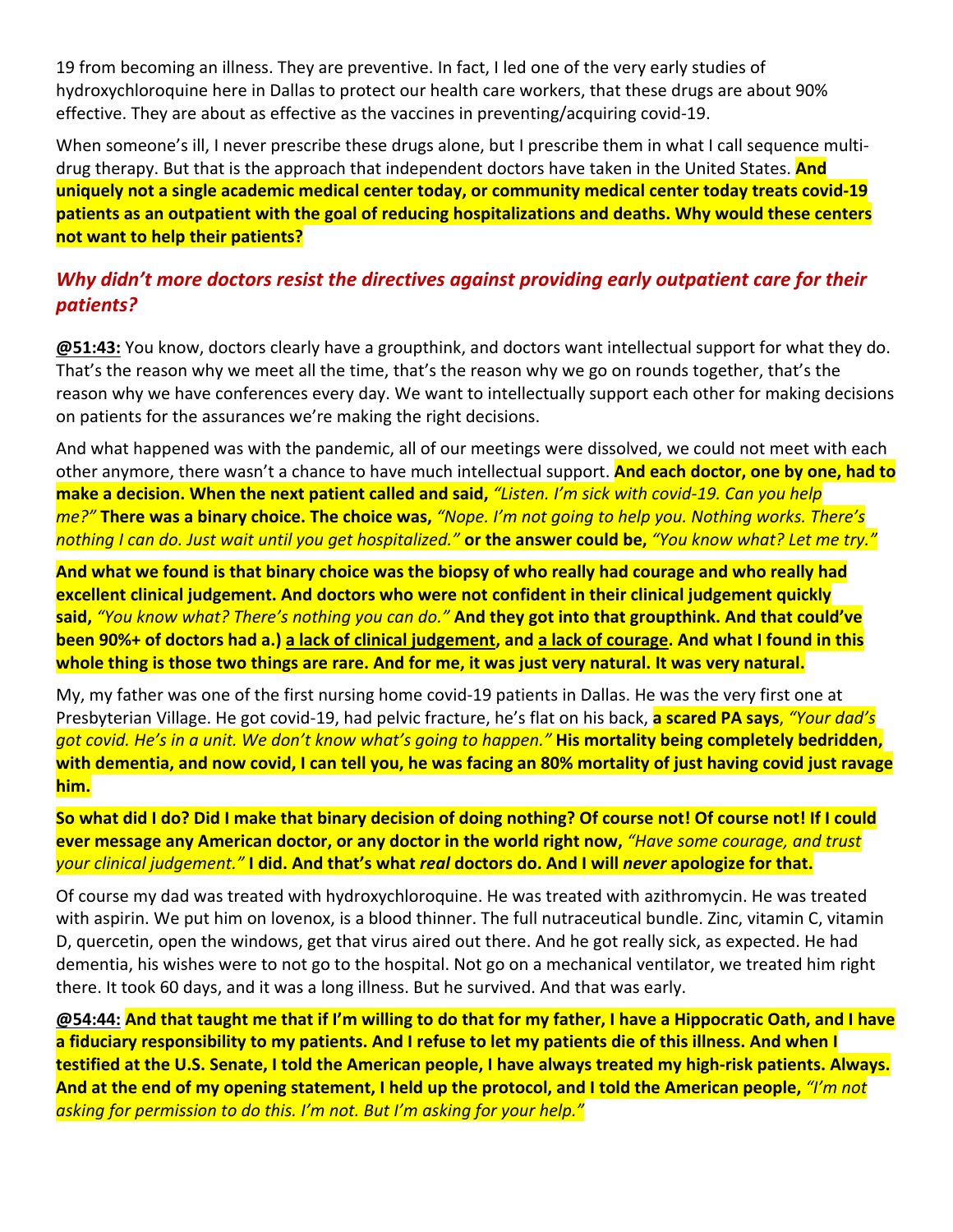19 from becoming an illness. They are preventive. In fact, I led one of the very early studies of hydroxychloroquine here in Dallas to protect our health care workers, that these drugs are about 90% effective. They are about as effective as the vaccines in preventing/acquiring covid-19.

When someone's ill, I never prescribe these drugs alone, but I prescribe them in what I call sequence multi-drug therapy. But that is the approach that independent doctors have taken in the United States. **And uniquely not a single academic medical center today, or community medical center today treats covid-19 patients as an outpatient with the goal of reducing hospitalizations and deaths. Why would these centers not want to help their patients?**

### *Why didn't more doctors resist the directives against providing early outpatient care for their patients?*

**@51:43:** You know, doctors clearly have a groupthink, and doctors want intellectual support for what they do. That's the reason why we meet all the time, that's the reason why we go on rounds together, that's the reason why we have conferences every day. We want to intellectually support each other for making decisions on patients for the assurances we're making the right decisions.

And what happened was with the pandemic, all of our meetings were dissolved, we could not meet with each other anymore, there wasn't a chance to have much intellectual support. **And each doctor, one by one, had to make a decision. When the next patient called and said,** *"Listen. I'm sick with covid-19. Can you help me?"* **There was a binary choice. The choice was,** *"Nope. I'm not going to help you. Nothing works. There's nothing I can do. Just wait until you get hospitalized."* **or the answer could be,** *"You know what? Let me try."*

**And what we found is that binary choice was the biopsy of who really had courage and who really had excellent clinical judgement. And doctors who were not confident in their clinical judgement quickly said,** *"You know what? There's nothing you can do."* **And they got into that groupthink. And that could've been 90%+ of doctors had a.) a lack of clinical judgement, and a lack of courage. And what I found in this whole thing is those two things are rare. And for me, it was just very natural. It was very natural.**

My, my father was one of the first nursing home covid-19 patients in Dallas. He was the very first one at Presbyterian Village. He got covid-19, had pelvic fracture, he's flat on his back, **a scared PA says**, *"Your dad's got covid. He's in a unit. We don't know what's going to happen."* **His mortality being completely bedridden, with dementia, and now covid, I can tell you, he was facing an 80% mortality of just having covid just ravage him.**

**So what did I do? Did I make that binary decision of doing nothing? Of course not! Of course not! If I could ever message any American doctor, or any doctor in the world right now,** *"Have some courage, and trust your clinical judgement."* **I did. And that's what *real* doctors do. And I will *never* apologize for that.**

Of course my dad was treated with hydroxychloroquine. He was treated with azithromycin. He was treated with aspirin. We put him on lovenox, is a blood thinner. The full nutraceutical bundle. Zinc, vitamin C, vitamin D, quercetin, open the windows, get that virus aired out there. And he got really sick, as expected. He had dementia, his wishes were to not go to the hospital. Not go on a mechanical ventilator, we treated him right there. It took 60 days, and it was a long illness. But he survived. And that was early.

**@54:44: And that taught me that if I'm willing to do that for my father, I have a Hippocratic Oath, and I have a fiduciary responsibility to my patients. And I refuse to let my patients die of this illness. And when I testified at the U.S. Senate, I told the American people, I have always treated my high-risk patients. Always. And at the end of my opening statement, I held up the protocol, and I told the American people,** *"I'm not asking for permission to do this. I'm not. But I'm asking for your help."*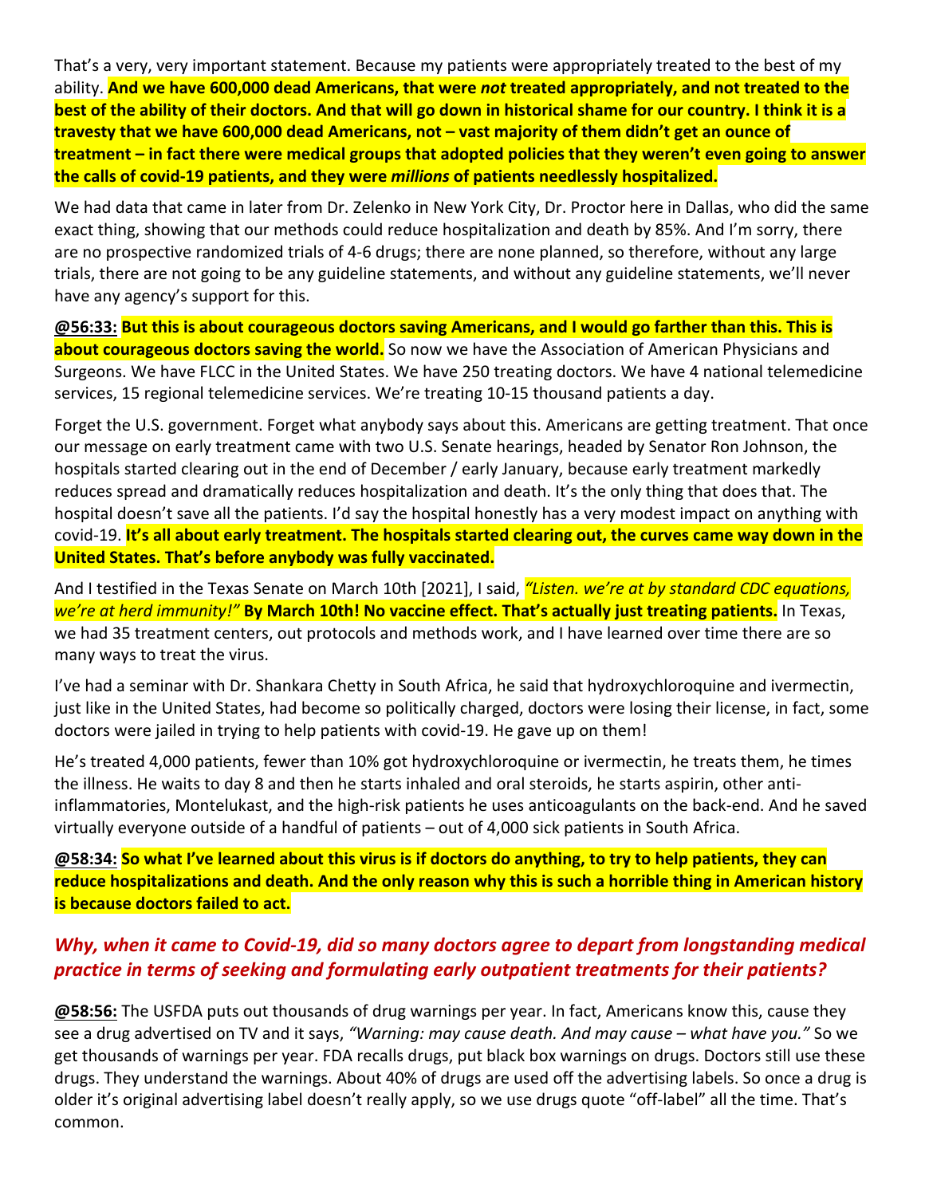That's a very, very important statement. Because my patients were appropriately treated to the best of my ability. **And we have 600,000 dead Americans, that were *not* treated appropriately, and not treated to the best of the ability of their doctors. And that will go down in historical shame for our country. I think it is a travesty that we have 600,000 dead Americans, not – vast majority of them didn't get an ounce of treatment – in fact there were medical groups that adopted policies that they weren't even going to answer the calls of covid-19 patients, and they were *millions* of patients needlessly hospitalized.**

We had data that came in later from Dr. Zelenko in New York City, Dr. Proctor here in Dallas, who did the same exact thing, showing that our methods could reduce hospitalization and death by 85%. And I'm sorry, there are no prospective randomized trials of 4-6 drugs; there are none planned, so therefore, without any large trials, there are not going to be any guideline statements, and without any guideline statements, we'll never have any agency's support for this.

**@56:33: But this is about courageous doctors saving Americans, and I would go farther than this. This is about courageous doctors saving the world.** So now we have the Association of American Physicians and Surgeons. We have FLCC in the United States. We have 250 treating doctors. We have 4 national telemedicine services, 15 regional telemedicine services. We're treating 10-15 thousand patients a day.

Forget the U.S. government. Forget what anybody says about this. Americans are getting treatment. That once our message on early treatment came with two U.S. Senate hearings, headed by Senator Ron Johnson, the hospitals started clearing out in the end of December / early January, because early treatment markedly reduces spread and dramatically reduces hospitalization and death. It's the only thing that does that. The hospital doesn't save all the patients. I'd say the hospital honestly has a very modest impact on anything with covid-19. **It's all about early treatment. The hospitals started clearing out, the curves came way down in the United States. That's before anybody was fully vaccinated.**

And I testified in the Texas Senate on March 10th [2021], I said, *"Listen. we're at by standard CDC equations, we're at herd immunity!"* **By March 10th! No vaccine effect. That's actually just treating patients.** In Texas, we had 35 treatment centers, out protocols and methods work, and I have learned over time there are so many ways to treat the virus.

I've had a seminar with Dr. Shankara Chetty in South Africa, he said that hydroxychloroquine and ivermectin, just like in the United States, had become so politically charged, doctors were losing their license, in fact, some doctors were jailed in trying to help patients with covid-19. He gave up on them!

He's treated 4,000 patients, fewer than 10% got hydroxychloroquine or ivermectin, he treats them, he times the illness. He waits to day 8 and then he starts inhaled and oral steroids, he starts aspirin, other anti-inflammatories, Montelukast, and the high-risk patients he uses anticoagulants on the back-end. And he saved virtually everyone outside of a handful of patients – out of 4,000 sick patients in South Africa.

**@58:34: So what I've learned about this virus is if doctors do anything, to try to help patients, they can reduce hospitalizations and death. And the only reason why this is such a horrible thing in American history is because doctors failed to act.**

### *Why, when it came to Covid-19, did so many doctors agree to depart from longstanding medical practice in terms of seeking and formulating early outpatient treatments for their patients?*

**@58:56:** The USFDA puts out thousands of drug warnings per year. In fact, Americans know this, cause they see a drug advertised on TV and it says, *"Warning: may cause death. And may cause – what have you."* So we get thousands of warnings per year. FDA recalls drugs, put black box warnings on drugs. Doctors still use these drugs. They understand the warnings. About 40% of drugs are used off the advertising labels. So once a drug is older it's original advertising label doesn't really apply, so we use drugs quote "off-label" all the time. That's common.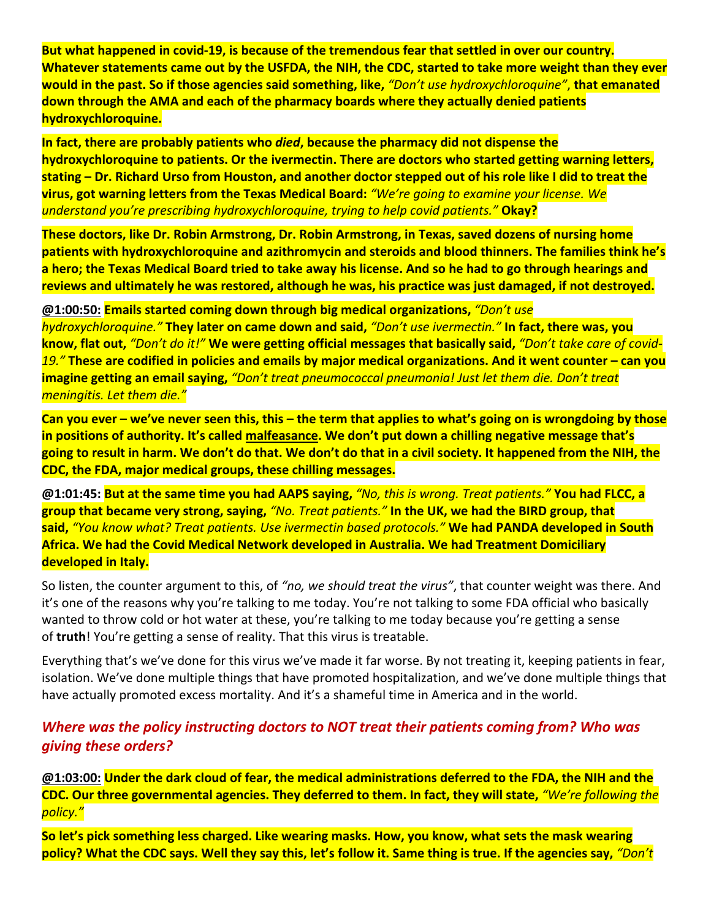**But what happened in covid-19, is because of the tremendous fear that settled in over our country. Whatever statements came out by the USFDA, the NIH, the CDC, started to take more weight than they ever would in the past. So if those agencies said something, like,** *"Don't use hydroxychloroquine"*, **that emanated down through the AMA and each of the pharmacy boards where they actually denied patients hydroxychloroquine.**

**In fact, there are probably patients who** ***died*****, because the pharmacy did not dispense the hydroxychloroquine to patients. Or the ivermectin. There are doctors who started getting warning letters, stating – Dr. Richard Urso from Houston, and another doctor stepped out of his role like I did to treat the virus, got warning letters from the Texas Medical Board:** *"We're going to examine your license. We understand you're prescribing hydroxychloroquine, trying to help covid patients."* **Okay?**

**These doctors, like Dr. Robin Armstrong, Dr. Robin Armstrong, in Texas, saved dozens of nursing home patients with hydroxychloroquine and azithromycin and steroids and blood thinners. The families think he's a hero; the Texas Medical Board tried to take away his license. And so he had to go through hearings and reviews and ultimately he was restored, although he was, his practice was just damaged, if not destroyed.**

**@1:00:50: Emails started coming down through big medical organizations,** *"Don't use hydroxychloroquine."* **They later on came down and said,** *"Don't use ivermectin."* **In fact, there was, you know, flat out,** *"Don't do it!"* **We were getting official messages that basically said,** *"Don't take care of covid-19."* **These are codified in policies and emails by major medical organizations. And it went counter – can you imagine getting an email saying,** *"Don't treat pneumococcal pneumonia! Just let them die. Don't treat meningitis. Let them die."*

**Can you ever – we've never seen this, this – the term that applies to what's going on is wrongdoing by those in positions of authority. It's called malfeasance. We don't put down a chilling negative message that's going to result in harm. We don't do that. We don't do that in a civil society. It happened from the NIH, the CDC, the FDA, major medical groups, these chilling messages.**

**@1:01:45: But at the same time you had AAPS saying,** *"No, this is wrong. Treat patients."* **You had FLCC, a group that became very strong, saying,** *"No. Treat patients."* **In the UK, we had the BIRD group, that said,** *"You know what? Treat patients. Use ivermectin based protocols."* **We had PANDA developed in South Africa. We had the Covid Medical Network developed in Australia. We had Treatment Domiciliary developed in Italy.**

So listen, the counter argument to this, of *"no, we should treat the virus"*, that counter weight was there. And it's one of the reasons why you're talking to me today. You're not talking to some FDA official who basically wanted to throw cold or hot water at these, you're talking to me today because you're getting a sense of **truth**! You're getting a sense of reality. That this virus is treatable.

Everything that's we've done for this virus we've made it far worse. By not treating it, keeping patients in fear, isolation. We've done multiple things that have promoted hospitalization, and we've done multiple things that have actually promoted excess mortality. And it's a shameful time in America and in the world.

### *Where was the policy instructing doctors to NOT treat their patients coming from? Who was giving these orders?*

**@1:03:00: Under the dark cloud of fear, the medical administrations deferred to the FDA, the NIH and the CDC. Our three governmental agencies. They deferred to them. In fact, they will state,** *"We're following the policy."*

**So let's pick something less charged. Like wearing masks. How, you know, what sets the mask wearing policy? What the CDC says. Well they say this, let's follow it. Same thing is true. If the agencies say,** *"Don't*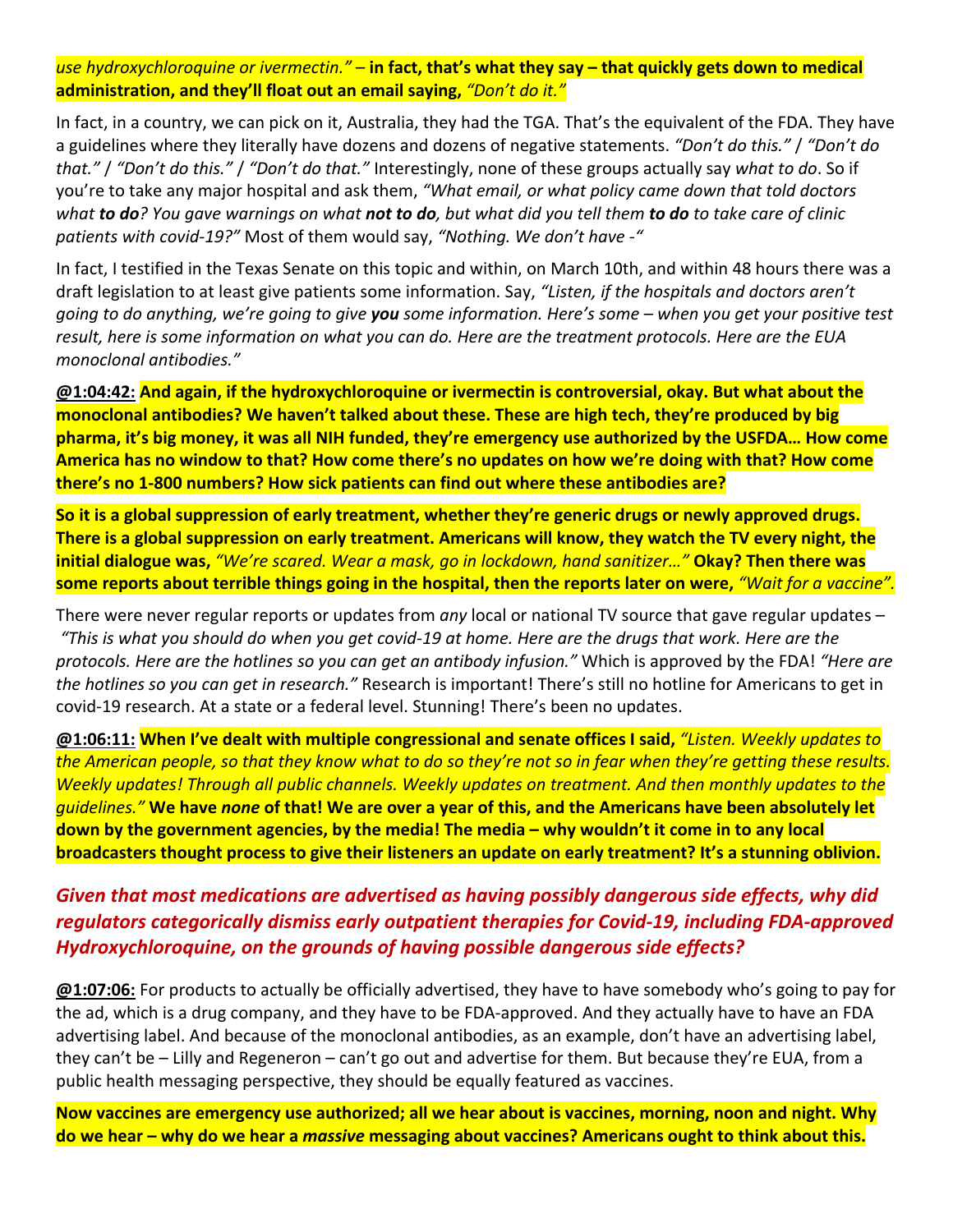*use hydroxychloroquine or ivermectin.”* – **in fact, that’s what they say – that quickly gets down to medical administration, and they’ll float out an email saying,** *“Don’t do it.”*

In fact, in a country, we can pick on it, Australia, they had the TGA. That’s the equivalent of the FDA. They have a guidelines where they literally have dozens and dozens of negative statements. *“Don’t do this.”* / *“Don’t do that.”* / *“Don’t do this.”* / *“Don’t do that.”* Interestingly, none of these groups actually say *what to do*. So if you’re to take any major hospital and ask them, *“What email, or what policy came down that told doctors what **to do**? You gave warnings on what **not to do**, but what did you tell them **to do** to take care of clinic patients with covid-19?”* Most of them would say, *“Nothing. We don’t have -“*

In fact, I testified in the Texas Senate on this topic and within, on March 10th, and within 48 hours there was a draft legislation to at least give patients some information. Say, *“Listen, if the hospitals and doctors aren’t going to do anything, we’re going to give **you** some information. Here’s some – when you get your positive test result, here is some information on what you can do. Here are the treatment protocols. Here are the EUA monoclonal antibodies.”*

**@1:04:42: And again, if the hydroxychloroquine or ivermectin is controversial, okay. But what about the monoclonal antibodies? We haven’t talked about these. These are high tech, they’re produced by big pharma, it’s big money, it was all NIH funded, they’re emergency use authorized by the USFDA… How come America has no window to that? How come there’s no updates on how we’re doing with that? How come there’s no 1-800 numbers? How sick patients can find out where these antibodies are?**

**So it is a global suppression of early treatment, whether they’re generic drugs or newly approved drugs. There is a global suppression on early treatment. Americans will know, they watch the TV every night, the initial dialogue was,** *“We’re scared. Wear a mask, go in lockdown, hand sanitizer…”* **Okay? Then there was some reports about terrible things going in the hospital, then the reports later on were,** *“Wait for a vaccine”.*

There were never regular reports or updates from *any* local or national TV source that gave regular updates – *“This is what you should do when you get covid-19 at home. Here are the drugs that work. Here are the protocols. Here are the hotlines so you can get an antibody infusion.”* Which is approved by the FDA! *“Here are the hotlines so you can get in research.”* Research is important! There’s still no hotline for Americans to get in covid-19 research. At a state or a federal level. Stunning! There’s been no updates.

**@1:06:11: When I’ve dealt with multiple congressional and senate offices I said,** *“Listen. Weekly updates to the American people, so that they know what to do so they’re not so in fear when they’re getting these results. Weekly updates! Through all public channels. Weekly updates on treatment. And then monthly updates to the guidelines.”* **We have *none* of that! We are over a year of this, and the Americans have been absolutely let down by the government agencies, by the media! The media – why wouldn’t it come in to any local broadcasters thought process to give their listeners an update on early treatment? It’s a stunning oblivion.**

### *Given that most medications are advertised as having possibly dangerous side effects, why did regulators categorically dismiss early outpatient therapies for Covid-19, including FDA-approved Hydroxychloroquine, on the grounds of having possible dangerous side effects?*

**@1:07:06:** For products to actually be officially advertised, they have to have somebody who’s going to pay for the ad, which is a drug company, and they have to be FDA-approved. And they actually have to have an FDA advertising label. And because of the monoclonal antibodies, as an example, don’t have an advertising label, they can’t be – Lilly and Regeneron – can’t go out and advertise for them. But because they’re EUA, from a public health messaging perspective, they should be equally featured as vaccines.

**Now vaccines are emergency use authorized; all we hear about is vaccines, morning, noon and night. Why do we hear – why do we hear a *massive* messaging about vaccines? Americans ought to think about this.**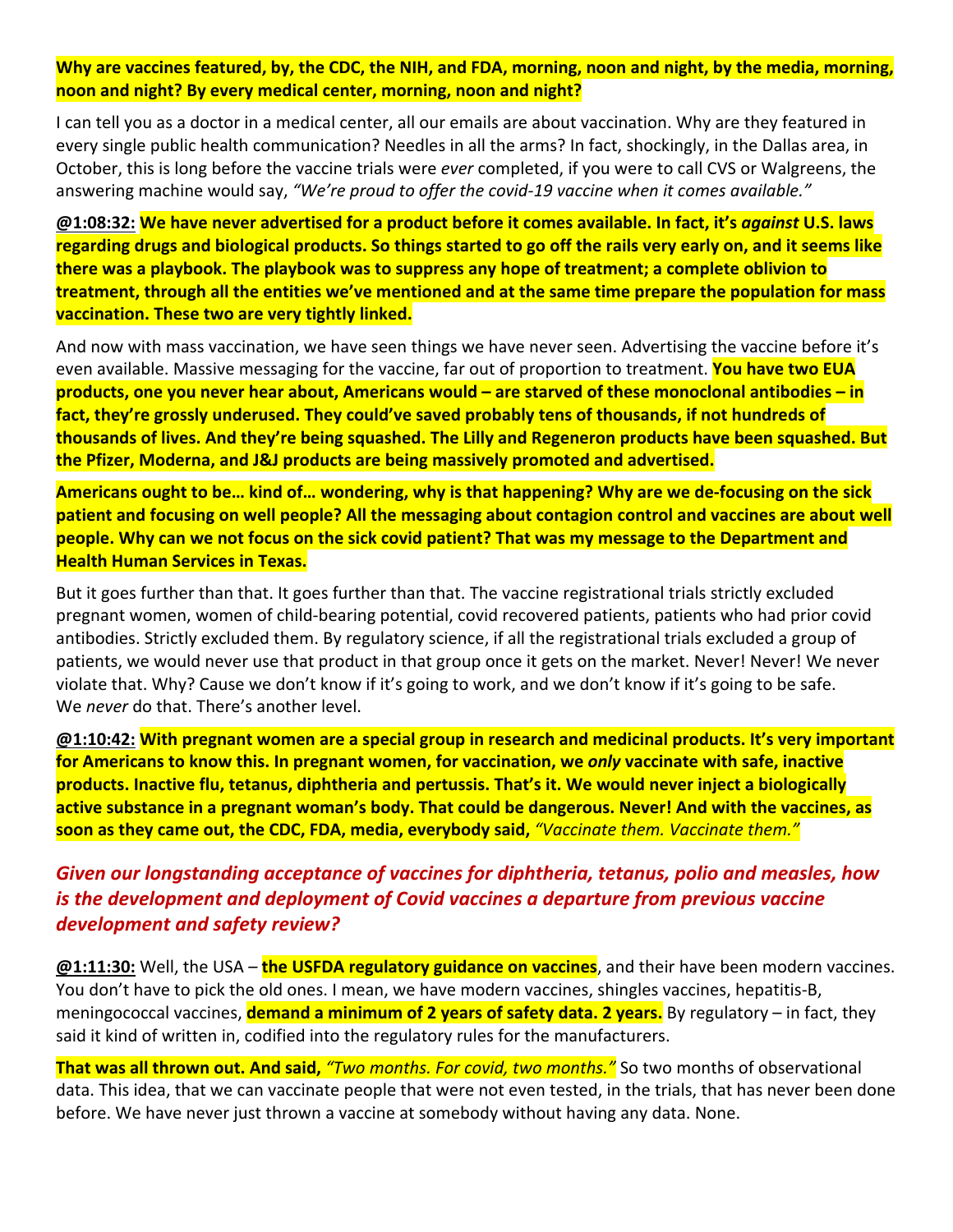**Why are vaccines featured, by, the CDC, the NIH, and FDA, morning, noon and night, by the media, morning, noon and night? By every medical center, morning, noon and night?**

I can tell you as a doctor in a medical center, all our emails are about vaccination. Why are they featured in every single public health communication? Needles in all the arms? In fact, shockingly, in the Dallas area, in October, this is long before the vaccine trials were *ever* completed, if you were to call CVS or Walgreens, the answering machine would say, *"We're proud to offer the covid-19 vaccine when it comes available."*

**@1:08:32: We have never advertised for a product before it comes available. In fact, it's *against* U.S. laws regarding drugs and biological products. So things started to go off the rails very early on, and it seems like there was a playbook. The playbook was to suppress any hope of treatment; a complete oblivion to treatment, through all the entities we've mentioned and at the same time prepare the population for mass vaccination. These two are very tightly linked.**

And now with mass vaccination, we have seen things we have never seen. Advertising the vaccine before it's even available. Massive messaging for the vaccine, far out of proportion to treatment. **You have two EUA products, one you never hear about, Americans would – are starved of these monoclonal antibodies – in fact, they're grossly underused. They could've saved probably tens of thousands, if not hundreds of thousands of lives. And they're being squashed. The Lilly and Regeneron products have been squashed. But the Pfizer, Moderna, and J&J products are being massively promoted and advertised.**

**Americans ought to be… kind of… wondering, why is that happening? Why are we de-focusing on the sick patient and focusing on well people? All the messaging about contagion control and vaccines are about well people. Why can we not focus on the sick covid patient? That was my message to the Department and Health Human Services in Texas.**

But it goes further than that. It goes further than that. The vaccine registrational trials strictly excluded pregnant women, women of child-bearing potential, covid recovered patients, patients who had prior covid antibodies. Strictly excluded them. By regulatory science, if all the registrational trials excluded a group of patients, we would never use that product in that group once it gets on the market. Never! Never! We never violate that. Why? Cause we don't know if it's going to work, and we don't know if it's going to be safe. We *never* do that. There's another level.

**@1:10:42: With pregnant women are a special group in research and medicinal products. It's very important for Americans to know this. In pregnant women, for vaccination, we *only* vaccinate with safe, inactive products. Inactive flu, tetanus, diphtheria and pertussis. That's it. We would never inject a biologically active substance in a pregnant woman's body. That could be dangerous. Never! And with the vaccines, as soon as they came out, the CDC, FDA, media, everybody said,** *"Vaccinate them. Vaccinate them."*

### *Given our longstanding acceptance of vaccines for diphtheria, tetanus, polio and measles, how is the development and deployment of Covid vaccines a departure from previous vaccine development and safety review?*

**@1:11:30:** Well, the USA – **the USFDA regulatory guidance on vaccines**, and their have been modern vaccines. You don't have to pick the old ones. I mean, we have modern vaccines, shingles vaccines, hepatitis-B, meningococcal vaccines, **demand a minimum of 2 years of safety data. 2 years.** By regulatory – in fact, they said it kind of written in, codified into the regulatory rules for the manufacturers.

**That was all thrown out. And said,** *"Two months. For covid, two months."* So two months of observational data. This idea, that we can vaccinate people that were not even tested, in the trials, that has never been done before. We have never just thrown a vaccine at somebody without having any data. None.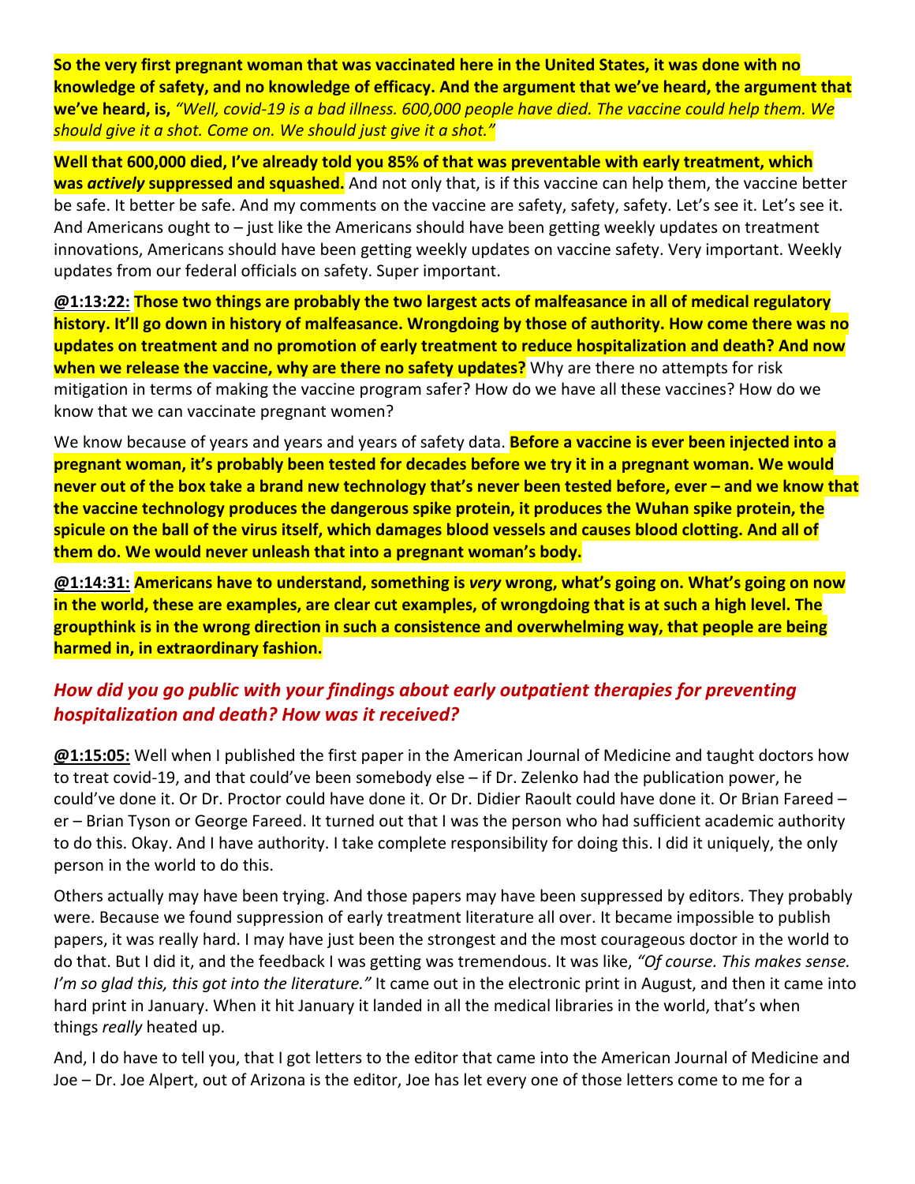**So the very first pregnant woman that was vaccinated here in the United States, it was done with no knowledge of safety, and no knowledge of efficacy. And the argument that we've heard, the argument that we've heard, is,** *"Well, covid-19 is a bad illness. 600,000 people have died. The vaccine could help them. We should give it a shot. Come on. We should just give it a shot."*

**Well that 600,000 died, I've already told you 85% of that was preventable with early treatment, which was *actively* suppressed and squashed.** And not only that, is if this vaccine can help them, the vaccine better be safe. It better be safe. And my comments on the vaccine are safety, safety, safety. Let's see it. Let's see it. And Americans ought to – just like the Americans should have been getting weekly updates on treatment innovations, Americans should have been getting weekly updates on vaccine safety. Very important. Weekly updates from our federal officials on safety. Super important.

**@1:13:22: Those two things are probably the two largest acts of malfeasance in all of medical regulatory history. It'll go down in history of malfeasance. Wrongdoing by those of authority. How come there was no updates on treatment and no promotion of early treatment to reduce hospitalization and death? And now when we release the vaccine, why are there no safety updates?** Why are there no attempts for risk mitigation in terms of making the vaccine program safer? How do we have all these vaccines? How do we know that we can vaccinate pregnant women?

We know because of years and years and years of safety data. **Before a vaccine is ever been injected into a pregnant woman, it's probably been tested for decades before we try it in a pregnant woman. We would never out of the box take a brand new technology that's never been tested before, ever – and we know that the vaccine technology produces the dangerous spike protein, it produces the Wuhan spike protein, the spicule on the ball of the virus itself, which damages blood vessels and causes blood clotting. And all of them do. We would never unleash that into a pregnant woman's body.**

**@1:14:31: Americans have to understand, something is *very* wrong, what's going on. What's going on now in the world, these are examples, are clear cut examples, of wrongdoing that is at such a high level. The groupthink is in the wrong direction in such a consistence and overwhelming way, that people are being harmed in, in extraordinary fashion.**

### *How did you go public with your findings about early outpatient therapies for preventing hospitalization and death? How was it received?*

**@1:15:05:** Well when I published the first paper in the American Journal of Medicine and taught doctors how to treat covid-19, and that could've been somebody else – if Dr. Zelenko had the publication power, he could've done it. Or Dr. Proctor could have done it. Or Dr. Didier Raoult could have done it. Or Brian Fareed – er – Brian Tyson or George Fareed. It turned out that I was the person who had sufficient academic authority to do this. Okay. And I have authority. I take complete responsibility for doing this. I did it uniquely, the only person in the world to do this.

Others actually may have been trying. And those papers may have been suppressed by editors. They probably were. Because we found suppression of early treatment literature all over. It became impossible to publish papers, it was really hard. I may have just been the strongest and the most courageous doctor in the world to do that. But I did it, and the feedback I was getting was tremendous. It was like, *"Of course. This makes sense. I'm so glad this, this got into the literature."* It came out in the electronic print in August, and then it came into hard print in January. When it hit January it landed in all the medical libraries in the world, that's when things *really* heated up.

And, I do have to tell you, that I got letters to the editor that came into the American Journal of Medicine and Joe – Dr. Joe Alpert, out of Arizona is the editor, Joe has let every one of those letters come to me for a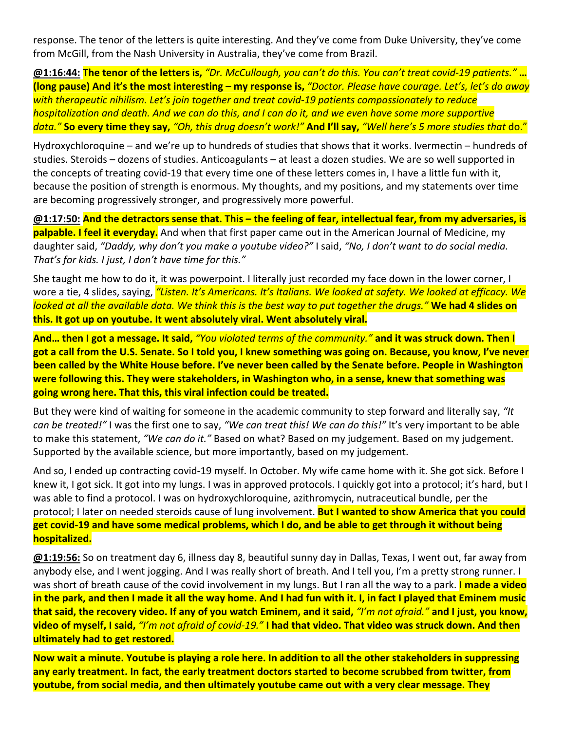response. The tenor of the letters is quite interesting. And they've come from Duke University, they've come from McGill, from the Nash University in Australia, they've come from Brazil.

**@1:16:44: The tenor of the letters is,** *"Dr. McCullough, you can't do this. You can't treat covid-19 patients."* **… (long pause) And it's the most interesting – my response is,** *"Doctor. Please have courage. Let's, let's do away with therapeutic nihilism. Let's join together and treat covid-19 patients compassionately to reduce hospitalization and death. And we can do this, and I can do it, and we even have some more supportive data."* **So every time they say,** *"Oh, this drug doesn't work!"* **And I'll say,** *"Well here's 5 more studies that* do."

Hydroxychloroquine – and we're up to hundreds of studies that shows that it works. Ivermectin – hundreds of studies. Steroids – dozens of studies. Anticoagulants – at least a dozen studies. We are so well supported in the concepts of treating covid-19 that every time one of these letters comes in, I have a little fun with it, because the position of strength is enormous. My thoughts, and my positions, and my statements over time are becoming progressively stronger, and progressively more powerful.

**@1:17:50: And the detractors sense that. This – the feeling of fear, intellectual fear, from my adversaries, is palpable. I feel it everyday.** And when that first paper came out in the American Journal of Medicine, my daughter said, *"Daddy, why don't you make a youtube video?"* I said, *"No, I don't want to do social media. That's for kids. I just, I don't have time for this."*

She taught me how to do it, it was powerpoint. I literally just recorded my face down in the lower corner, I wore a tie, 4 slides, saying, *"Listen. It's Americans. It's Italians. We looked at safety. We looked at efficacy. We looked at all the available data. We think this is the best way to put together the drugs."* **We had 4 slides on this. It got up on youtube. It went absolutely viral. Went absolutely viral.**

**And… then I got a message. It said,** *"You violated terms of the community."* **and it was struck down. Then I got a call from the U.S. Senate. So I told you, I knew something was going on. Because, you know, I've never been called by the White House before. I've never been called by the Senate before. People in Washington were following this. They were stakeholders, in Washington who, in a sense, knew that something was going wrong here. That this, this viral infection could be treated.**

But they were kind of waiting for someone in the academic community to step forward and literally say, *"It can be treated!"* I was the first one to say, *"We can treat this! We can do this!"* It's very important to be able to make this statement, *"We can do it."* Based on what? Based on my judgement. Based on my judgement. Supported by the available science, but more importantly, based on my judgement.

And so, I ended up contracting covid-19 myself. In October. My wife came home with it. She got sick. Before I knew it, I got sick. It got into my lungs. I was in approved protocols. I quickly got into a protocol; it's hard, but I was able to find a protocol. I was on hydroxychloroquine, azithromycin, nutraceutical bundle, per the protocol; I later on needed steroids cause of lung involvement. **But I wanted to show America that you could get covid-19 and have some medical problems, which I do, and be able to get through it without being hospitalized.**

**@1:19:56:** So on treatment day 6, illness day 8, beautiful sunny day in Dallas, Texas, I went out, far away from anybody else, and I went jogging. And I was really short of breath. And I tell you, I'm a pretty strong runner. I was short of breath cause of the covid involvement in my lungs. But I ran all the way to a park. **I made a video in the park, and then I made it all the way home. And I had fun with it. I, in fact I played that Eminem music that said, the recovery video. If any of you watch Eminem, and it said,** *"I'm not afraid."* **and I just, you know, video of myself, I said,** *"I'm not afraid of covid-19."* **I had that video. That video was struck down. And then ultimately had to get restored.**

**Now wait a minute. Youtube is playing a role here. In addition to all the other stakeholders in suppressing any early treatment. In fact, the early treatment doctors started to become scrubbed from twitter, from youtube, from social media, and then ultimately youtube came out with a very clear message. They**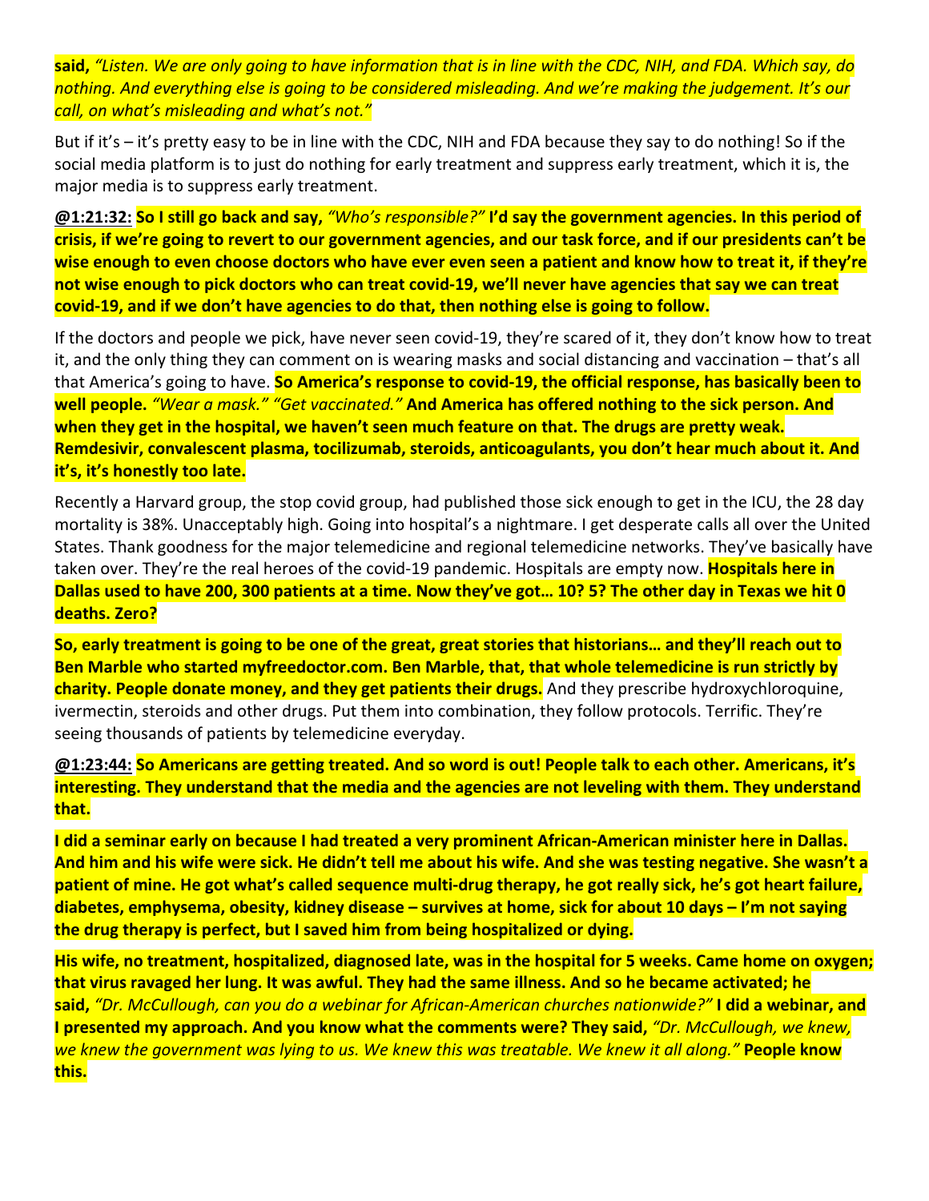**said,** *"Listen. We are only going to have information that is in line with the CDC, NIH, and FDA. Which say, do nothing. And everything else is going to be considered misleading. And we're making the judgement. It's our call, on what's misleading and what's not."*

But if it's – it's pretty easy to be in line with the CDC, NIH and FDA because they say to do nothing! So if the social media platform is to just do nothing for early treatment and suppress early treatment, which it is, the major media is to suppress early treatment.

**@1:21:32: So I still go back and say,** *"Who's responsible?"* **I'd say the government agencies. In this period of crisis, if we're going to revert to our government agencies, and our task force, and if our presidents can't be wise enough to even choose doctors who have ever even seen a patient and know how to treat it, if they're not wise enough to pick doctors who can treat covid-19, we'll never have agencies that say we can treat covid-19, and if we don't have agencies to do that, then nothing else is going to follow.**

If the doctors and people we pick, have never seen covid-19, they're scared of it, they don't know how to treat it, and the only thing they can comment on is wearing masks and social distancing and vaccination – that's all that America's going to have. **So America's response to covid-19, the official response, has basically been to well people.** *"Wear a mask." "Get vaccinated."* **And America has offered nothing to the sick person. And when they get in the hospital, we haven't seen much feature on that. The drugs are pretty weak. Remdesivir, convalescent plasma, tocilizumab, steroids, anticoagulants, you don't hear much about it. And it's, it's honestly too late.**

Recently a Harvard group, the stop covid group, had published those sick enough to get in the ICU, the 28 day mortality is 38%. Unacceptably high. Going into hospital's a nightmare. I get desperate calls all over the United States. Thank goodness for the major telemedicine and regional telemedicine networks. They've basically have taken over. They're the real heroes of the covid-19 pandemic. Hospitals are empty now. **Hospitals here in Dallas used to have 200, 300 patients at a time. Now they've got… 10? 5? The other day in Texas we hit 0 deaths. Zero?**

**So, early treatment is going to be one of the great, great stories that historians… and they'll reach out to Ben Marble who started myfreedoctor.com. Ben Marble, that, that whole telemedicine is run strictly by charity. People donate money, and they get patients their drugs.** And they prescribe hydroxychloroquine, ivermectin, steroids and other drugs. Put them into combination, they follow protocols. Terrific. They're seeing thousands of patients by telemedicine everyday.

**@1:23:44: So Americans are getting treated. And so word is out! People talk to each other. Americans, it's interesting. They understand that the media and the agencies are not leveling with them. They understand that.**

**I did a seminar early on because I had treated a very prominent African-American minister here in Dallas. And him and his wife were sick. He didn't tell me about his wife. And she was testing negative. She wasn't a patient of mine. He got what's called sequence multi-drug therapy, he got really sick, he's got heart failure, diabetes, emphysema, obesity, kidney disease – survives at home, sick for about 10 days – I'm not saying the drug therapy is perfect, but I saved him from being hospitalized or dying.**

**His wife, no treatment, hospitalized, diagnosed late, was in the hospital for 5 weeks. Came home on oxygen; that virus ravaged her lung. It was awful. They had the same illness. And so he became activated; he said,** *"Dr. McCullough, can you do a webinar for African-American churches nationwide?"* **I did a webinar, and I presented my approach. And you know what the comments were? They said,** *"Dr. McCullough, we knew, we knew the government was lying to us. We knew this was treatable. We knew it all along."* **People know this.**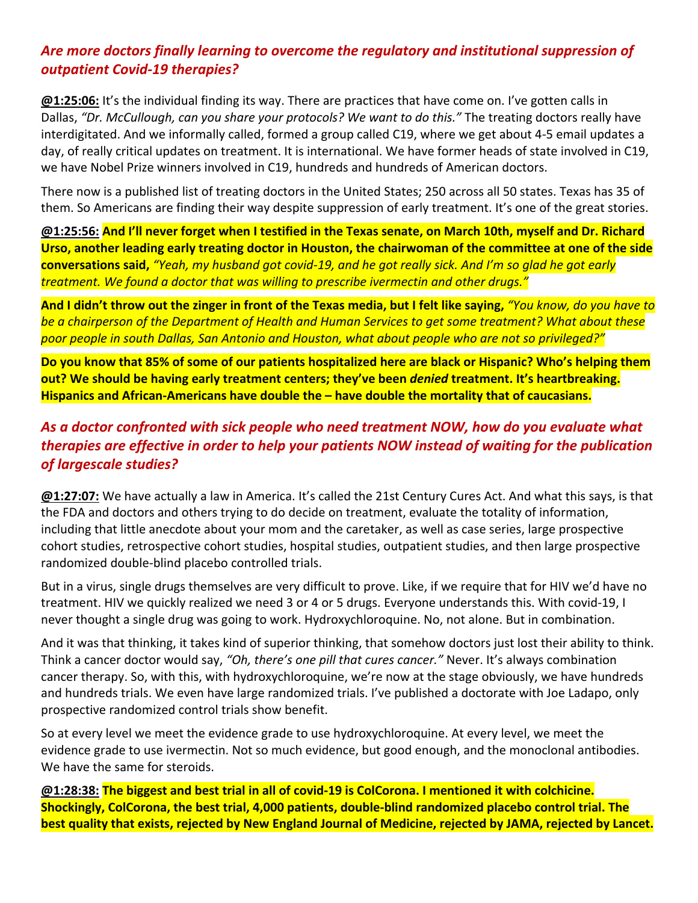## *Are more doctors finally learning to overcome the regulatory and institutional suppression of outpatient Covid-19 therapies?*

**@1:25:06:** It's the individual finding its way. There are practices that have come on. I've gotten calls in Dallas, *"Dr. McCullough, can you share your protocols? We want to do this."* The treating doctors really have interdigitated. And we informally called, formed a group called C19, where we get about 4-5 email updates a day, of really critical updates on treatment. It is international. We have former heads of state involved in C19, we have Nobel Prize winners involved in C19, hundreds and hundreds of American doctors.

There now is a published list of treating doctors in the United States; 250 across all 50 states. Texas has 35 of them. So Americans are finding their way despite suppression of early treatment. It's one of the great stories.

**@1:25:56: And I'll never forget when I testified in the Texas senate, on March 10th, myself and Dr. Richard Urso, another leading early treating doctor in Houston, the chairwoman of the committee at one of the side conversations said,** *"Yeah, my husband got covid-19, and he got really sick. And I'm so glad he got early treatment. We found a doctor that was willing to prescribe ivermectin and other drugs."*

**And I didn't throw out the zinger in front of the Texas media, but I felt like saying,** *"You know, do you have to be a chairperson of the Department of Health and Human Services to get some treatment? What about these poor people in south Dallas, San Antonio and Houston, what about people who are not so privileged?"*

**Do you know that 85% of some of our patients hospitalized here are black or Hispanic? Who's helping them out? We should be having early treatment centers; they've been *denied* treatment. It's heartbreaking. Hispanics and African-Americans have double the – have double the mortality that of caucasians.**

## *As a doctor confronted with sick people who need treatment NOW, how do you evaluate what therapies are effective in order to help your patients NOW instead of waiting for the publication of largescale studies?*

**@1:27:07:** We have actually a law in America. It's called the 21st Century Cures Act. And what this says, is that the FDA and doctors and others trying to do decide on treatment, evaluate the totality of information, including that little anecdote about your mom and the caretaker, as well as case series, large prospective cohort studies, retrospective cohort studies, hospital studies, outpatient studies, and then large prospective randomized double-blind placebo controlled trials.

But in a virus, single drugs themselves are very difficult to prove. Like, if we require that for HIV we'd have no treatment. HIV we quickly realized we need 3 or 4 or 5 drugs. Everyone understands this. With covid-19, I never thought a single drug was going to work. Hydroxychloroquine. No, not alone. But in combination.

And it was that thinking, it takes kind of superior thinking, that somehow doctors just lost their ability to think. Think a cancer doctor would say, *"Oh, there's one pill that cures cancer."* Never. It's always combination cancer therapy. So, with this, with hydroxychloroquine, we're now at the stage obviously, we have hundreds and hundreds trials. We even have large randomized trials. I've published a doctorate with Joe Ladapo, only prospective randomized control trials show benefit.

So at every level we meet the evidence grade to use hydroxychloroquine. At every level, we meet the evidence grade to use ivermectin. Not so much evidence, but good enough, and the monoclonal antibodies. We have the same for steroids.

**@1:28:38: The biggest and best trial in all of covid-19 is ColCorona. I mentioned it with colchicine. Shockingly, ColCorona, the best trial, 4,000 patients, double-blind randomized placebo control trial. The best quality that exists, rejected by New England Journal of Medicine, rejected by JAMA, rejected by Lancet.**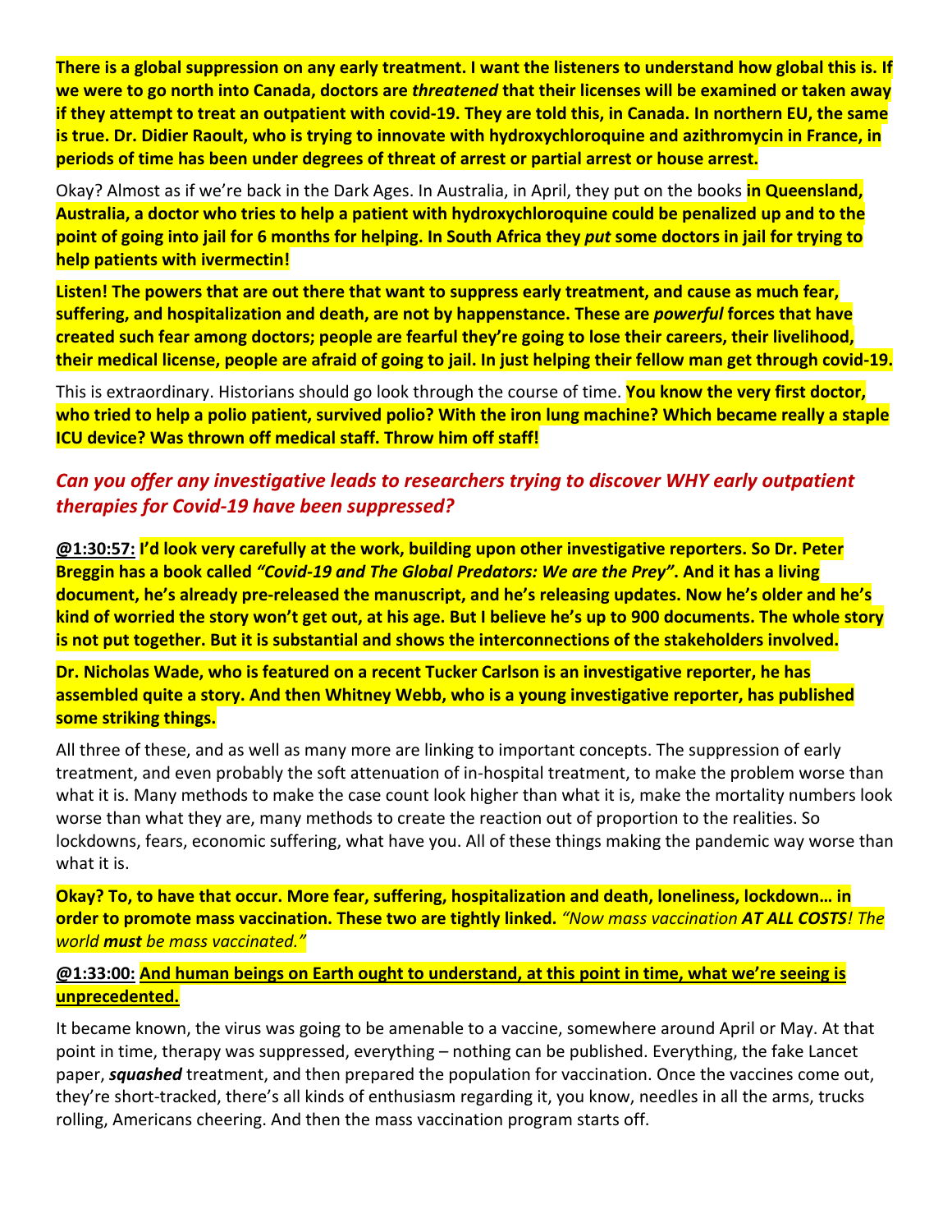**There is a global suppression on any early treatment. I want the listeners to understand how global this is. If we were to go north into Canada, doctors are *threatened* that their licenses will be examined or taken away if they attempt to treat an outpatient with covid-19. They are told this, in Canada. In northern EU, the same is true. Dr. Didier Raoult, who is trying to innovate with hydroxychloroquine and azithromycin in France, in periods of time has been under degrees of threat of arrest or partial arrest or house arrest.**

Okay? Almost as if we're back in the Dark Ages. In Australia, in April, they put on the books **in Queensland, Australia, a doctor who tries to help a patient with hydroxychloroquine could be penalized up and to the point of going into jail for 6 months for helping. In South Africa they *put* some doctors in jail for trying to help patients with ivermectin!**

**Listen! The powers that are out there that want to suppress early treatment, and cause as much fear, suffering, and hospitalization and death, are not by happenstance. These are *powerful* forces that have created such fear among doctors; people are fearful they're going to lose their careers, their livelihood, their medical license, people are afraid of going to jail. In just helping their fellow man get through covid-19.**

This is extraordinary. Historians should go look through the course of time. **You know the very first doctor, who tried to help a polio patient, survived polio? With the iron lung machine? Which became really a staple ICU device? Was thrown off medical staff. Throw him off staff!**

### *Can you offer any investigative leads to researchers trying to discover WHY early outpatient therapies for Covid-19 have been suppressed?*

**@1:30:57: I'd look very carefully at the work, building upon other investigative reporters. So Dr. Peter Breggin has a book called *"Covid-19 and The Global Predators: We are the Prey"*. And it has a living document, he's already pre-released the manuscript, and he's releasing updates. Now he's older and he's kind of worried the story won't get out, at his age. But I believe he's up to 900 documents. The whole story is not put together. But it is substantial and shows the interconnections of the stakeholders involved.**

**Dr. Nicholas Wade, who is featured on a recent Tucker Carlson is an investigative reporter, he has assembled quite a story. And then Whitney Webb, who is a young investigative reporter, has published some striking things.**

All three of these, and as well as many more are linking to important concepts. The suppression of early treatment, and even probably the soft attenuation of in-hospital treatment, to make the problem worse than what it is. Many methods to make the case count look higher than what it is, make the mortality numbers look worse than what they are, many methods to create the reaction out of proportion to the realities. So lockdowns, fears, economic suffering, what have you. All of these things making the pandemic way worse than what it is.

**Okay? To, to have that occur. More fear, suffering, hospitalization and death, loneliness, lockdown… in order to promote mass vaccination. These two are tightly linked.** *"Now mass vaccination **AT ALL COSTS**! The world **must** be mass vaccinated."*

**@1:33:00: And human beings on Earth ought to understand, at this point in time, what we're seeing is unprecedented.**

It became known, the virus was going to be amenable to a vaccine, somewhere around April or May. At that point in time, therapy was suppressed, everything – nothing can be published. Everything, the fake Lancet paper, ***squashed*** treatment, and then prepared the population for vaccination. Once the vaccines come out, they're short-tracked, there's all kinds of enthusiasm regarding it, you know, needles in all the arms, trucks rolling, Americans cheering. And then the mass vaccination program starts off.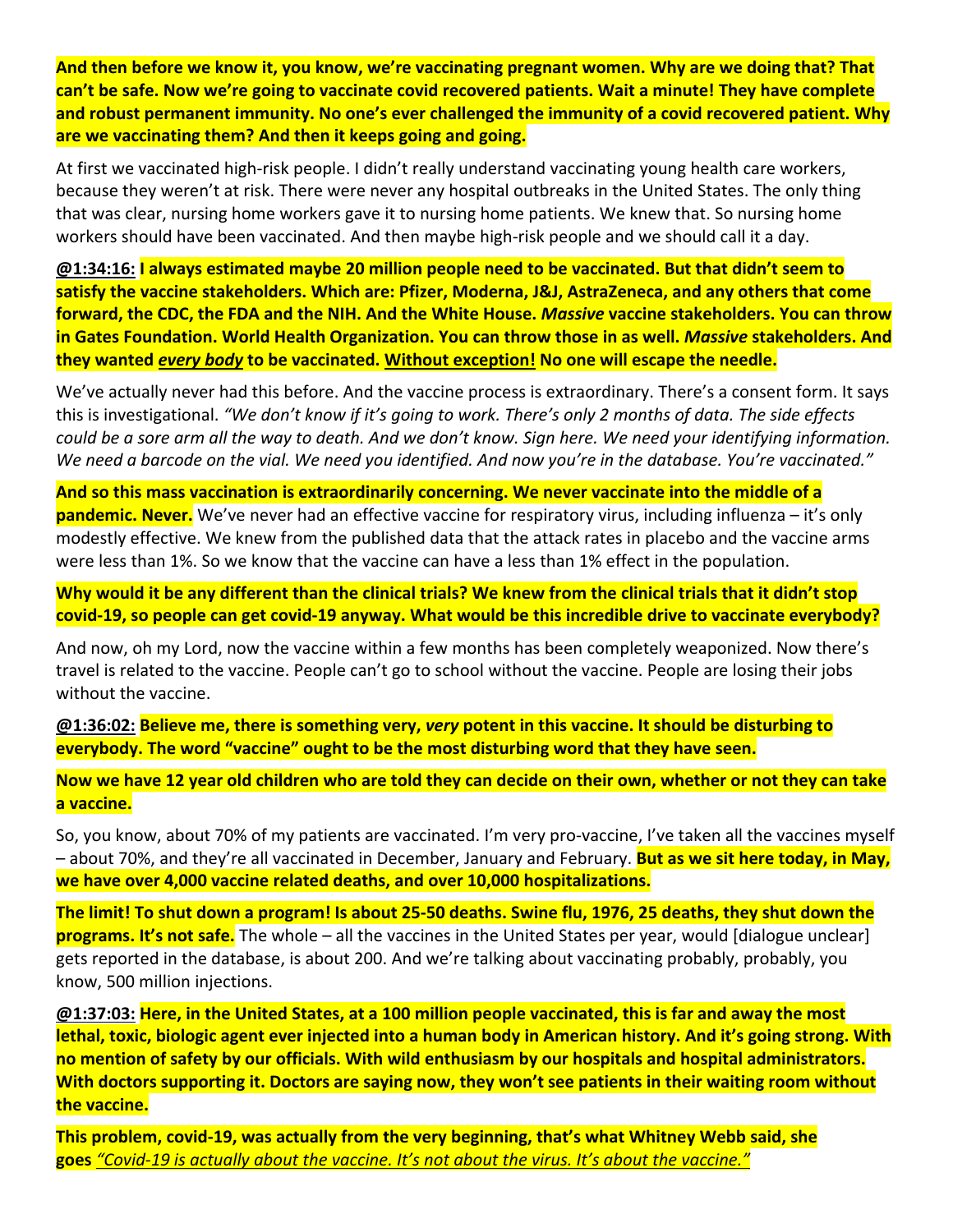**And then before we know it, you know, we're vaccinating pregnant women. Why are we doing that? That can't be safe. Now we're going to vaccinate covid recovered patients. Wait a minute! They have complete and robust permanent immunity. No one's ever challenged the immunity of a covid recovered patient. Why are we vaccinating them? And then it keeps going and going.**

At first we vaccinated high-risk people. I didn't really understand vaccinating young health care workers, because they weren't at risk. There were never any hospital outbreaks in the United States. The only thing that was clear, nursing home workers gave it to nursing home patients. We knew that. So nursing home workers should have been vaccinated. And then maybe high-risk people and we should call it a day.

**<u>@1:34:16:</u> I always estimated maybe 20 million people need to be vaccinated. But that didn't seem to satisfy the vaccine stakeholders. Which are: Pfizer, Moderna, J&J, AstraZeneca, and any others that come forward, the CDC, the FDA and the NIH. And the White House. *Massive* vaccine stakeholders. You can throw in Gates Foundation. World Health Organization. You can throw those in as well. *Massive* stakeholders. And they wanted <u>*every body*</u> to be vaccinated. <u>Without exception!</u> No one will escape the needle.**

We've actually never had this before. And the vaccine process is extraordinary. There's a consent form. It says this is investigational. *"We don't know if it's going to work. There's only 2 months of data. The side effects could be a sore arm all the way to death. And we don't know. Sign here. We need your identifying information. We need a barcode on the vial. We need you identified. And now you're in the database. You're vaccinated."*

**And so this mass vaccination is extraordinarily concerning. We never vaccinate into the middle of a pandemic. Never.** We've never had an effective vaccine for respiratory virus, including influenza – it's only modestly effective. We knew from the published data that the attack rates in placebo and the vaccine arms were less than 1%. So we know that the vaccine can have a less than 1% effect in the population.

**Why would it be any different than the clinical trials? We knew from the clinical trials that it didn't stop covid-19, so people can get covid-19 anyway. What would be this incredible drive to vaccinate everybody?**

And now, oh my Lord, now the vaccine within a few months has been completely weaponized. Now there's travel is related to the vaccine. People can't go to school without the vaccine. People are losing their jobs without the vaccine.

**<u>@1:36:02:</u> Believe me, there is something very, *very* potent in this vaccine. It should be disturbing to everybody. The word "vaccine" ought to be the most disturbing word that they have seen.**

**Now we have 12 year old children who are told they can decide on their own, whether or not they can take a vaccine.**

So, you know, about 70% of my patients are vaccinated. I'm very pro-vaccine, I've taken all the vaccines myself – about 70%, and they're all vaccinated in December, January and February. **But as we sit here today, in May, we have over 4,000 vaccine related deaths, and over 10,000 hospitalizations.**

**The limit! To shut down a program! Is about 25-50 deaths. Swine flu, 1976, 25 deaths, they shut down the programs. It's not safe.** The whole – all the vaccines in the United States per year, would [dialogue unclear] gets reported in the database, is about 200. And we're talking about vaccinating probably, probably, you know, 500 million injections.

**<u>@1:37:03:</u> Here, in the United States, at a 100 million people vaccinated, this is far and away the most lethal, toxic, biologic agent ever injected into a human body in American history. And it's going strong. With no mention of safety by our officials. With wild enthusiasm by our hospitals and hospital administrators. With doctors supporting it. Doctors are saying now, they won't see patients in their waiting room without the vaccine.**

**This problem, covid-19, was actually from the very beginning, that's what Whitney Webb said, she goes** <u>*"Covid-19 is actually about the vaccine. It's not about the virus. It's about the vaccine."*</u>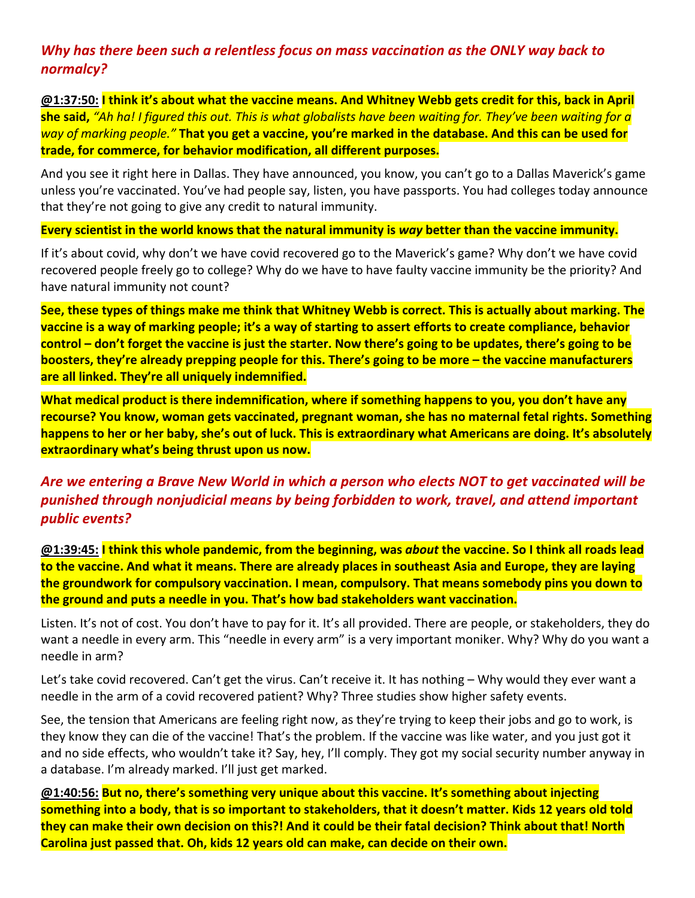### *Why has there been such a relentless focus on mass vaccination as the ONLY way back to normalcy?*

**@1:37:50:** **I think it's about what the vaccine means. And Whitney Webb gets credit for this, back in April she said,** *"Ah ha! I figured this out. This is what globalists have been waiting for. They've been waiting for a way of marking people."* **That you get a vaccine, you're marked in the database. And this can be used for trade, for commerce, for behavior modification, all different purposes.**

And you see it right here in Dallas. They have announced, you know, you can't go to a Dallas Maverick's game unless you're vaccinated. You've had people say, listen, you have passports. You had colleges today announce that they're not going to give any credit to natural immunity.

**Every scientist in the world knows that the natural immunity is *way* better than the vaccine immunity.**

If it's about covid, why don't we have covid recovered go to the Maverick's game? Why don't we have covid recovered people freely go to college? Why do we have to have faulty vaccine immunity be the priority? And have natural immunity not count?

**See, these types of things make me think that Whitney Webb is correct. This is actually about marking. The vaccine is a way of marking people; it's a way of starting to assert efforts to create compliance, behavior control – don't forget the vaccine is just the starter. Now there's going to be updates, there's going to be boosters, they're already prepping people for this. There's going to be more – the vaccine manufacturers are all linked. They're all uniquely indemnified.**

**What medical product is there indemnification, where if something happens to you, you don't have any recourse? You know, woman gets vaccinated, pregnant woman, she has no maternal fetal rights. Something happens to her or her baby, she's out of luck. This is extraordinary what Americans are doing. It's absolutely extraordinary what's being thrust upon us now.**

### *Are we entering a Brave New World in which a person who elects NOT to get vaccinated will be punished through nonjudicial means by being forbidden to work, travel, and attend important public events?*

**@1:39:45:** **I think this whole pandemic, from the beginning, was *about* the vaccine. So I think all roads lead to the vaccine. And what it means. There are already places in southeast Asia and Europe, they are laying the groundwork for compulsory vaccination. I mean, compulsory. That means somebody pins you down to the ground and puts a needle in you. That's how bad stakeholders want vaccination.**

Listen. It's not of cost. You don't have to pay for it. It's all provided. There are people, or stakeholders, they do want a needle in every arm. This "needle in every arm" is a very important moniker. Why? Why do you want a needle in arm?

Let's take covid recovered. Can't get the virus. Can't receive it. It has nothing – Why would they ever want a needle in the arm of a covid recovered patient? Why? Three studies show higher safety events.

See, the tension that Americans are feeling right now, as they're trying to keep their jobs and go to work, is they know they can die of the vaccine! That's the problem. If the vaccine was like water, and you just got it and no side effects, who wouldn't take it? Say, hey, I'll comply. They got my social security number anyway in a database. I'm already marked. I'll just get marked.

**@1:40:56:** **But no, there's something very unique about this vaccine. It's something about injecting something into a body, that is so important to stakeholders, that it doesn't matter. Kids 12 years old told they can make their own decision on this?! And it could be their fatal decision? Think about that! North Carolina just passed that. Oh, kids 12 years old can make, can decide on their own.**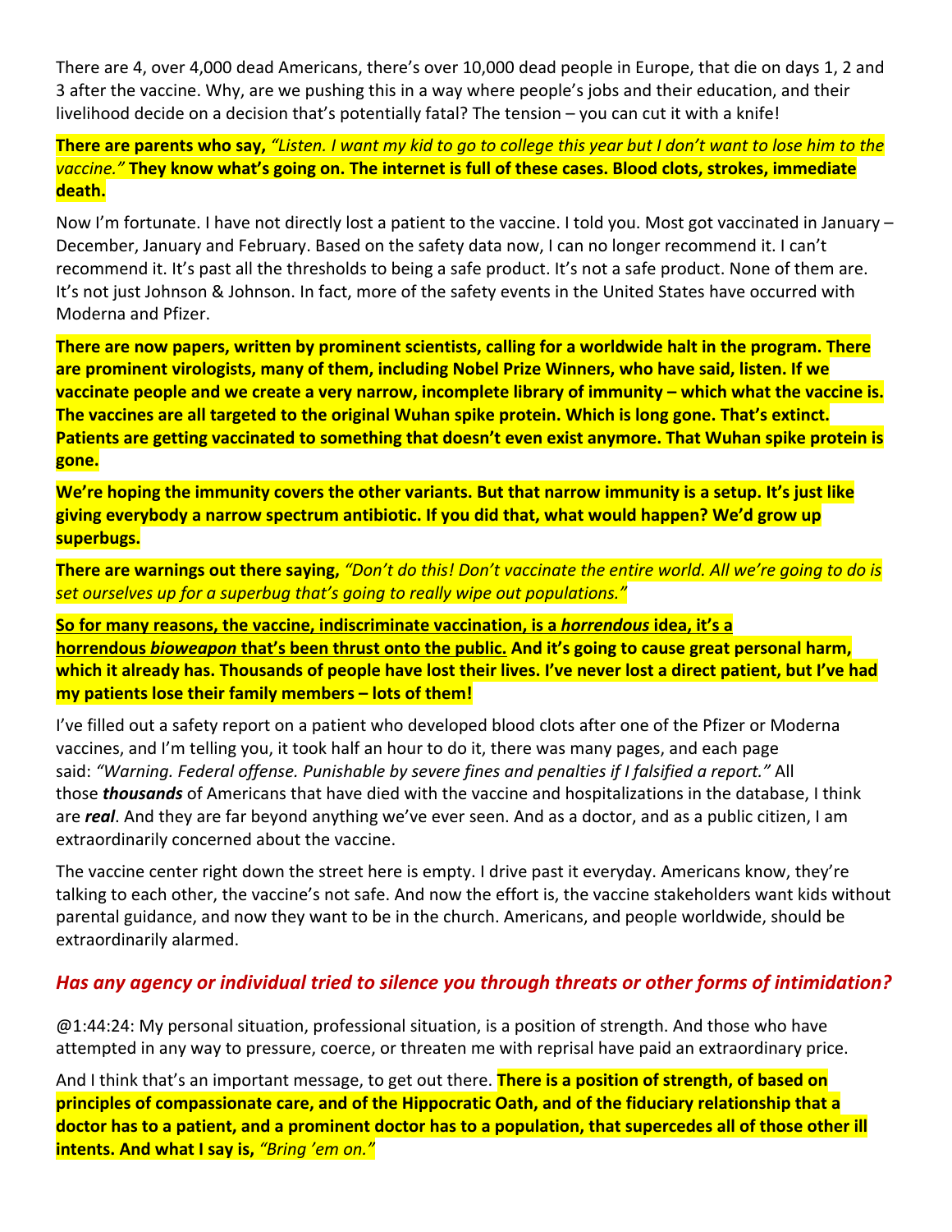There are 4, over 4,000 dead Americans, there's over 10,000 dead people in Europe, that die on days 1, 2 and 3 after the vaccine. Why, are we pushing this in a way where people's jobs and their education, and their livelihood decide on a decision that's potentially fatal? The tension – you can cut it with a knife!

**There are parents who say,** *"Listen. I want my kid to go to college this year but I don't want to lose him to the vaccine."* **They know what's going on. The internet is full of these cases. Blood clots, strokes, immediate death.**

Now I'm fortunate. I have not directly lost a patient to the vaccine. I told you. Most got vaccinated in January – December, January and February. Based on the safety data now, I can no longer recommend it. I can't recommend it. It's past all the thresholds to being a safe product. It's not a safe product. None of them are. It's not just Johnson & Johnson. In fact, more of the safety events in the United States have occurred with Moderna and Pfizer.

**There are now papers, written by prominent scientists, calling for a worldwide halt in the program. There are prominent virologists, many of them, including Nobel Prize Winners, who have said, listen. If we vaccinate people and we create a very narrow, incomplete library of immunity – which what the vaccine is. The vaccines are all targeted to the original Wuhan spike protein. Which is long gone. That's extinct. Patients are getting vaccinated to something that doesn't even exist anymore. That Wuhan spike protein is gone.**

**We're hoping the immunity covers the other variants. But that narrow immunity is a setup. It's just like giving everybody a narrow spectrum antibiotic. If you did that, what would happen? We'd grow up superbugs.**

**There are warnings out there saying,** *"Don't do this! Don't vaccinate the entire world. All we're going to do is set ourselves up for a superbug that's going to really wipe out populations."*

<u>**So for many reasons, the vaccine, indiscriminate vaccination, is a *horrendous* idea, it's a horrendous *bioweapon* that's been thrust onto the public.**</u> **And it's going to cause great personal harm, which it already has. Thousands of people have lost their lives. I've never lost a direct patient, but I've had my patients lose their family members – lots of them!**

I've filled out a safety report on a patient who developed blood clots after one of the Pfizer or Moderna vaccines, and I'm telling you, it took half an hour to do it, there was many pages, and each page said: *"Warning. Federal offense. Punishable by severe fines and penalties if I falsified a report."* All those ***thousands*** of Americans that have died with the vaccine and hospitalizations in the database, I think are ***real***. And they are far beyond anything we've ever seen. And as a doctor, and as a public citizen, I am extraordinarily concerned about the vaccine.

The vaccine center right down the street here is empty. I drive past it everyday. Americans know, they're talking to each other, the vaccine's not safe. And now the effort is, the vaccine stakeholders want kids without parental guidance, and now they want to be in the church. Americans, and people worldwide, should be extraordinarily alarmed.

### *Has any agency or individual tried to silence you through threats or other forms of intimidation?*

@1:44:24: My personal situation, professional situation, is a position of strength. And those who have attempted in any way to pressure, coerce, or threaten me with reprisal have paid an extraordinary price.

And I think that's an important message, to get out there. **There is a position of strength, of based on principles of compassionate care, and of the Hippocratic Oath, and of the fiduciary relationship that a doctor has to a patient, and a prominent doctor has to a population, that supercedes all of those other ill intents. And what I say is,** *"Bring 'em on."*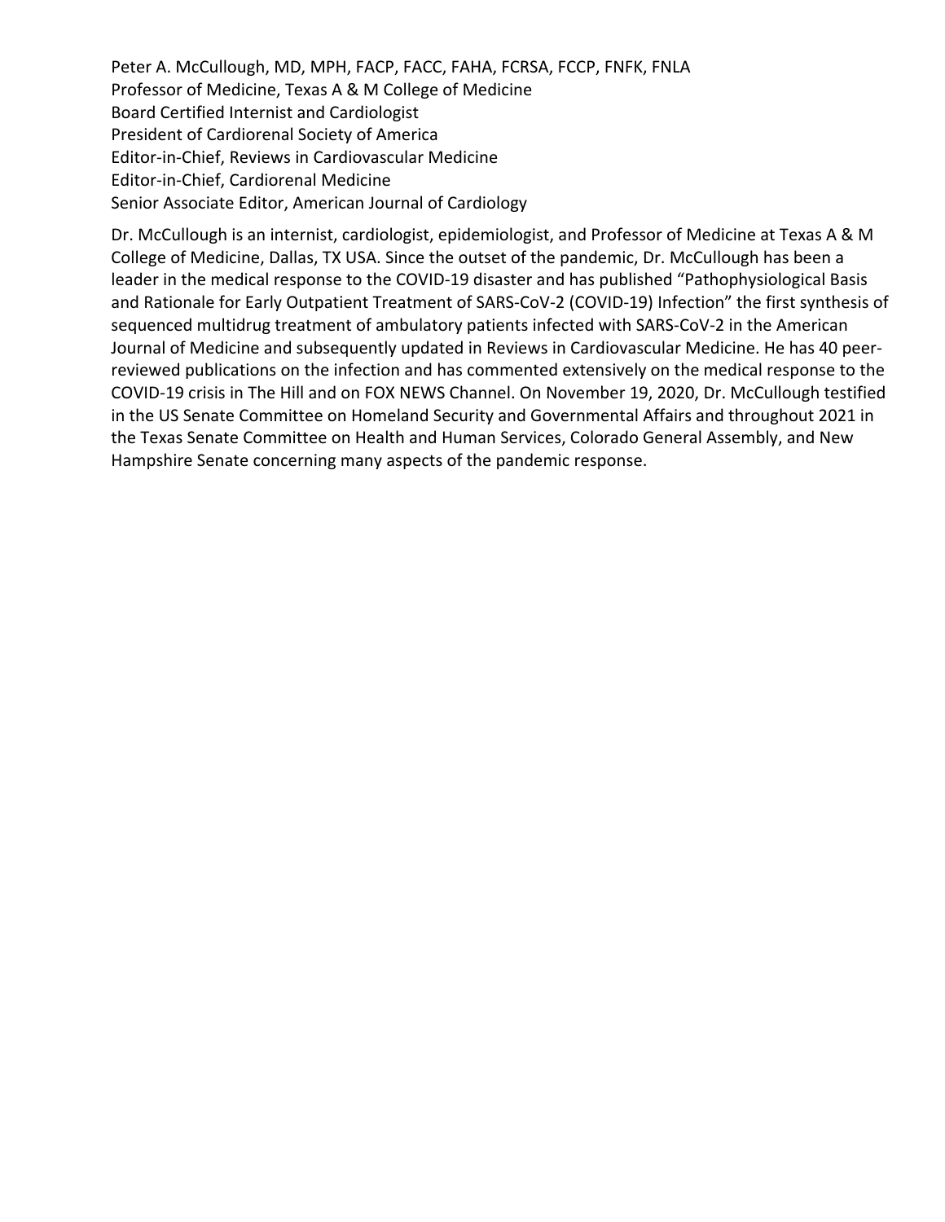Peter A. McCullough, MD, MPH, FACP, FACC, FAHA, FCRSA, FCCP, FNFK, FNLA
Professor of Medicine, Texas A & M College of Medicine
Board Certified Internist and Cardiologist
President of Cardiorenal Society of America
Editor-in-Chief, Reviews in Cardiovascular Medicine
Editor-in-Chief, Cardiorenal Medicine
Senior Associate Editor, American Journal of Cardiology

Dr. McCullough is an internist, cardiologist, epidemiologist, and Professor of Medicine at Texas A & M College of Medicine, Dallas, TX USA. Since the outset of the pandemic, Dr. McCullough has been a leader in the medical response to the COVID-19 disaster and has published "Pathophysiological Basis and Rationale for Early Outpatient Treatment of SARS-CoV-2 (COVID-19) Infection" the first synthesis of sequenced multidrug treatment of ambulatory patients infected with SARS-CoV-2 in the American Journal of Medicine and subsequently updated in Reviews in Cardiovascular Medicine. He has 40 peer-reviewed publications on the infection and has commented extensively on the medical response to the COVID-19 crisis in The Hill and on FOX NEWS Channel. On November 19, 2020, Dr. McCullough testified in the US Senate Committee on Homeland Security and Governmental Affairs and throughout 2021 in the Texas Senate Committee on Health and Human Services, Colorado General Assembly, and New Hampshire Senate concerning many aspects of the pandemic response.